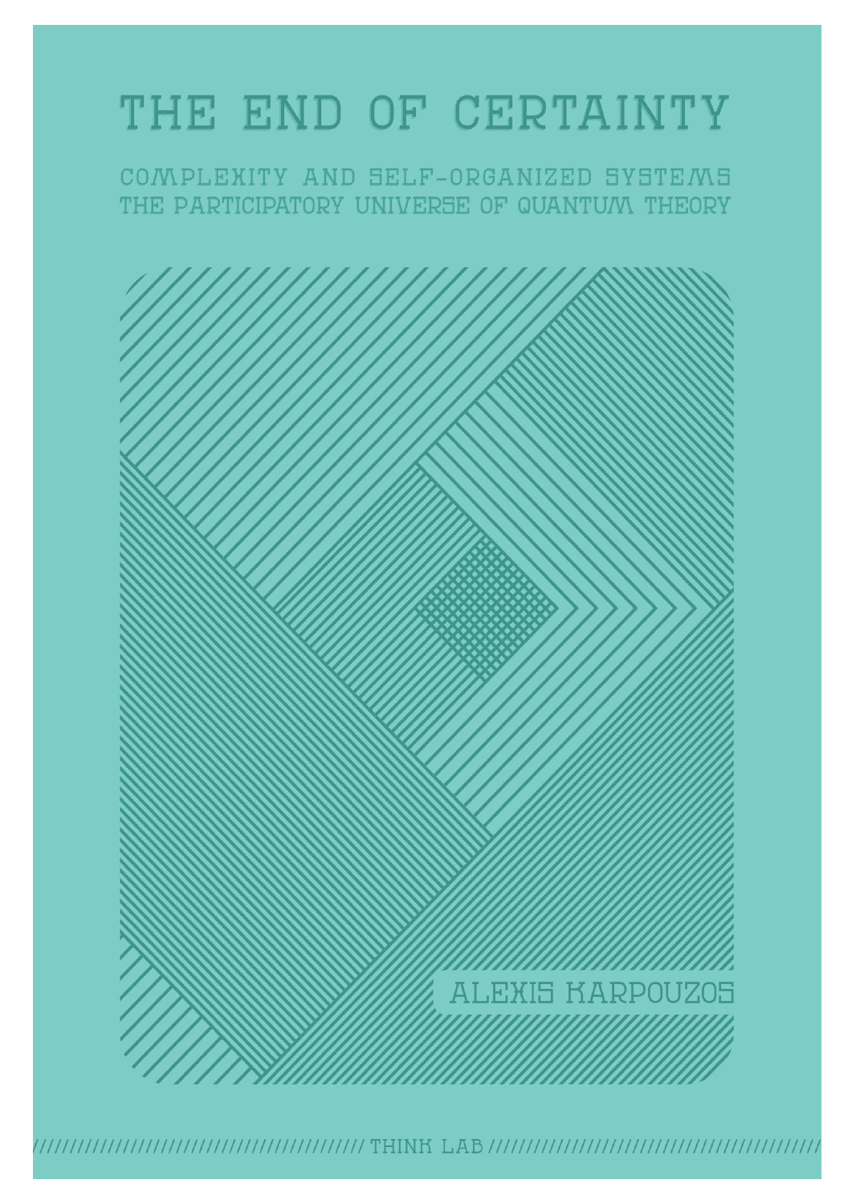# THE END OF CERTAINTY

## COMPLEXITY AND SELF-ORGANIZED SYSTEMS
## THE PARTICIPATORY UNIVERSE OF QUANTUM THEORY

ALEXIS KARPOUZOS

THINK LAB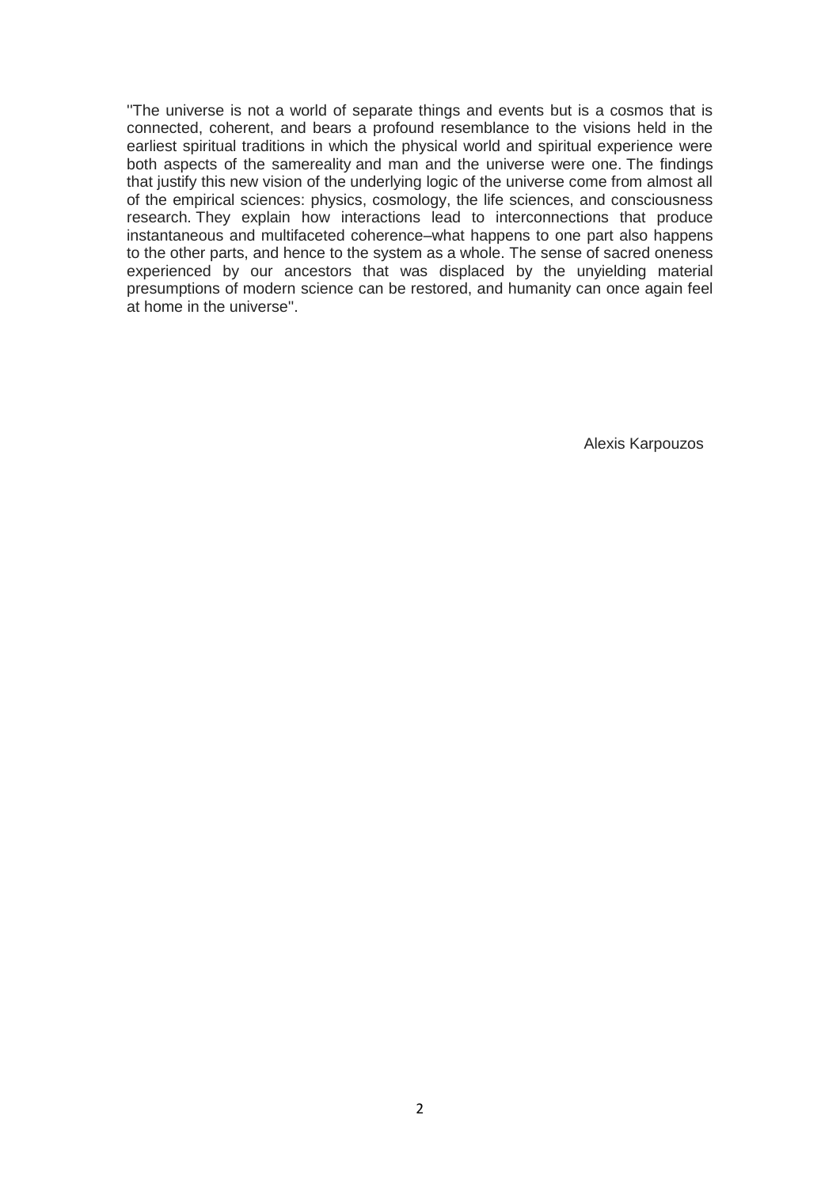''The universe is not a world of separate things and events but is a cosmos that is connected, coherent, and bears a profound resemblance to the visions held in the earliest spiritual traditions in which the physical world and spiritual experience were both aspects of the samereality and man and the universe were one. The findings that justify this new vision of the underlying logic of the universe come from almost all of the empirical sciences: physics, cosmology, the life sciences, and consciousness research. They explain how interactions lead to interconnections that produce instantaneous and multifaceted coherence–what happens to one part also happens to the other parts, and hence to the system as a whole. The sense of sacred oneness experienced by our ancestors that was displaced by the unyielding material presumptions of modern science can be restored, and humanity can once again feel at home in the universe''.

Alexis Karpouzos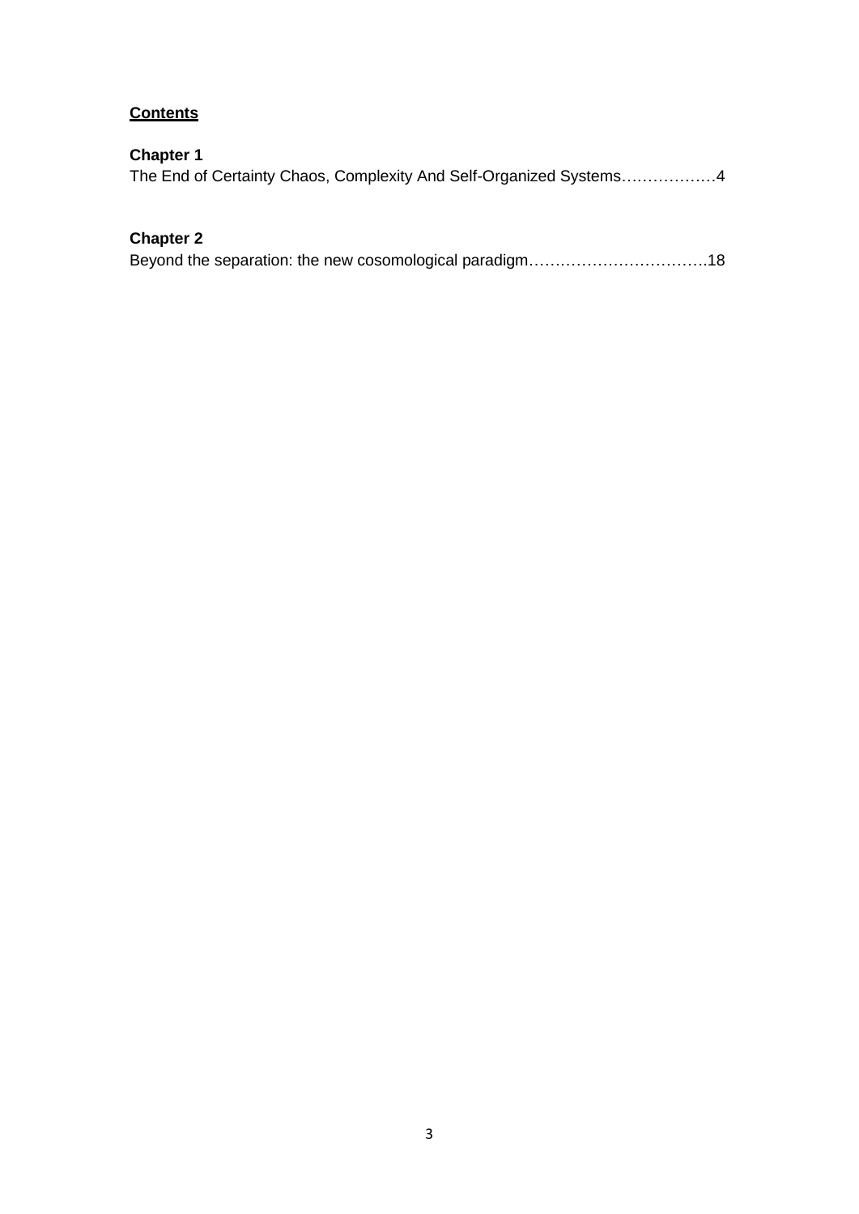**Contents**

**Chapter 1**
The End of Certainty Chaos, Complexity And Self-Organized Systems………………4

**Chapter 2**
Beyond the separation: the new cosomological paradigm…………………………….18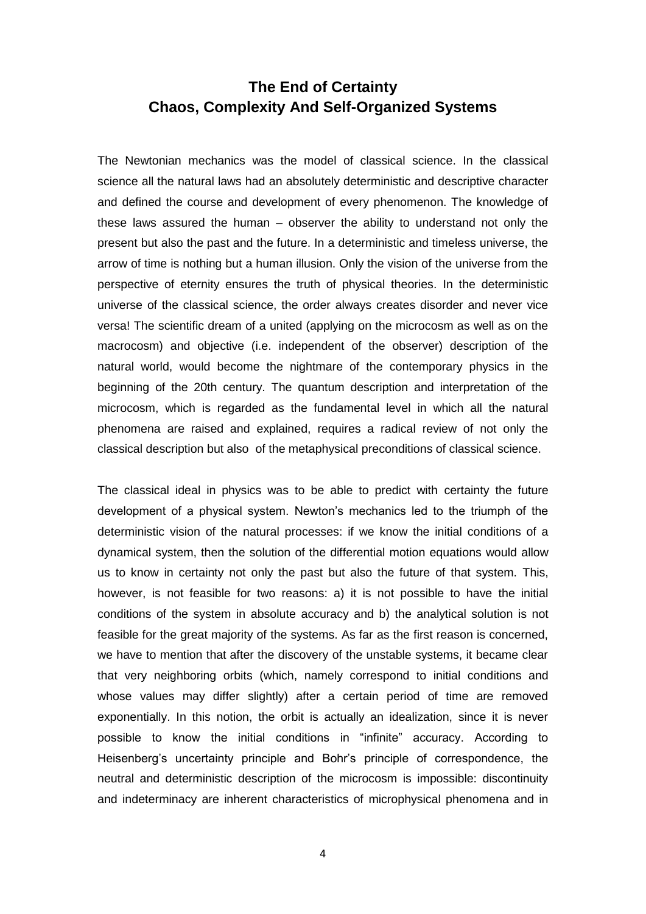## The End of Certainty
## Chaos, Complexity And Self-Organized Systems

The Newtonian mechanics was the model of classical science. In the classical science all the natural laws had an absolutely deterministic and descriptive character and defined the course and development of every phenomenon. The knowledge of these laws assured the human – observer the ability to understand not only the present but also the past and the future. In a deterministic and timeless universe, the arrow of time is nothing but a human illusion. Only the vision of the universe from the perspective of eternity ensures the truth of physical theories. In the deterministic universe of the classical science, the order always creates disorder and never vice versa! The scientific dream of a united (applying on the microcosm as well as on the macrocosm) and objective (i.e. independent of the observer) description of the natural world, would become the nightmare of the contemporary physics in the beginning of the 20th century. The quantum description and interpretation of the microcosm, which is regarded as the fundamental level in which all the natural phenomena are raised and explained, requires a radical review of not only the classical description but also of the metaphysical preconditions of classical science.

The classical ideal in physics was to be able to predict with certainty the future development of a physical system. Newton's mechanics led to the triumph of the deterministic vision of the natural processes: if we know the initial conditions of a dynamical system, then the solution of the differential motion equations would allow us to know in certainty not only the past but also the future of that system. This, however, is not feasible for two reasons: a) it is not possible to have the initial conditions of the system in absolute accuracy and b) the analytical solution is not feasible for the great majority of the systems. As far as the first reason is concerned, we have to mention that after the discovery of the unstable systems, it became clear that very neighboring orbits (which, namely correspond to initial conditions and whose values may differ slightly) after a certain period of time are removed exponentially. In this notion, the orbit is actually an idealization, since it is never possible to know the initial conditions in "infinite" accuracy. According to Heisenberg's uncertainty principle and Bohr's principle of correspondence, the neutral and deterministic description of the microcosm is impossible: discontinuity and indeterminacy are inherent characteristics of microphysical phenomena and in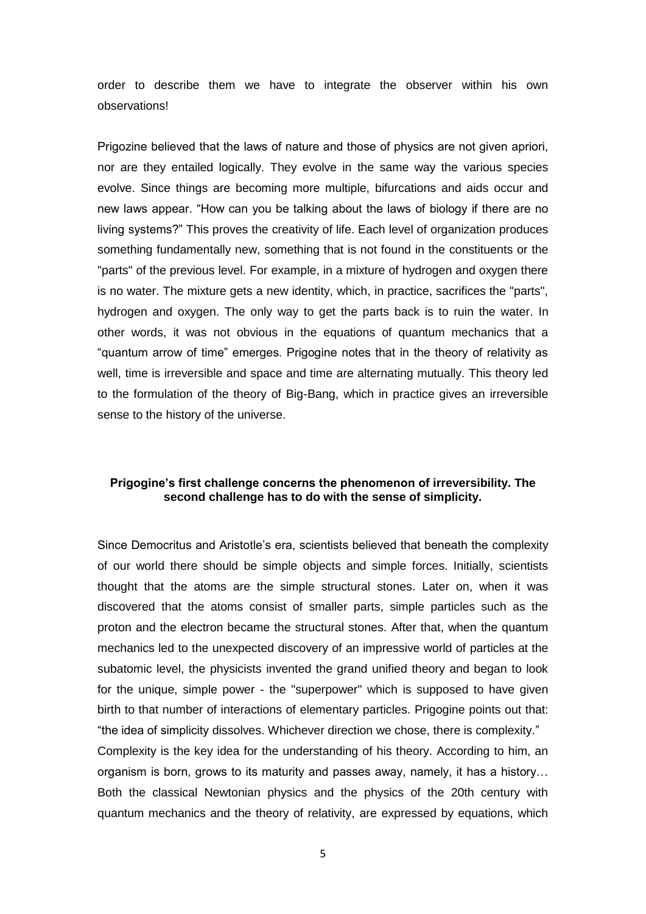order to describe them we have to integrate the observer within his own observations!

Prigozine believed that the laws of nature and those of physics are not given apriori, nor are they entailed logically. They evolve in the same way the various species evolve. Since things are becoming more multiple, bifurcations and aids occur and new laws appear. “How can you be talking about the laws of biology if there are no living systems?” This proves the creativity of life. Each level of organization produces something fundamentally new, something that is not found in the constituents or the "parts" of the previous level. For example, in a mixture of hydrogen and oxygen there is no water. The mixture gets a new identity, which, in practice, sacrifices the "parts", hydrogen and oxygen. The only way to get the parts back is to ruin the water. In other words, it was not obvious in the equations of quantum mechanics that a “quantum arrow of time” emerges. Prigogine notes that in the theory of relativity as well, time is irreversible and space and time are alternating mutually. This theory led to the formulation of the theory of Big-Bang, which in practice gives an irreversible sense to the history of the universe.

**Prigogine’s first challenge concerns the phenomenon of irreversibility. The second challenge has to do with the sense of simplicity.**

Since Democritus and Aristotle’s era, scientists believed that beneath the complexity of our world there should be simple objects and simple forces. Initially, scientists thought that the atoms are the simple structural stones. Later on, when it was discovered that the atoms consist of smaller parts, simple particles such as the proton and the electron became the structural stones. After that, when the quantum mechanics led to the unexpected discovery of an impressive world of particles at the subatomic level, the physicists invented the grand unified theory and began to look for the unique, simple power - the "superpower" which is supposed to have given birth to that number of interactions of elementary particles. Prigogine points out that: “the idea of simplicity dissolves. Whichever direction we chose, there is complexity.”
Complexity is the key idea for the understanding of his theory. According to him, an organism is born, grows to its maturity and passes away, namely, it has a history… Both the classical Newtonian physics and the physics of the 20th century with quantum mechanics and the theory of relativity, are expressed by equations, which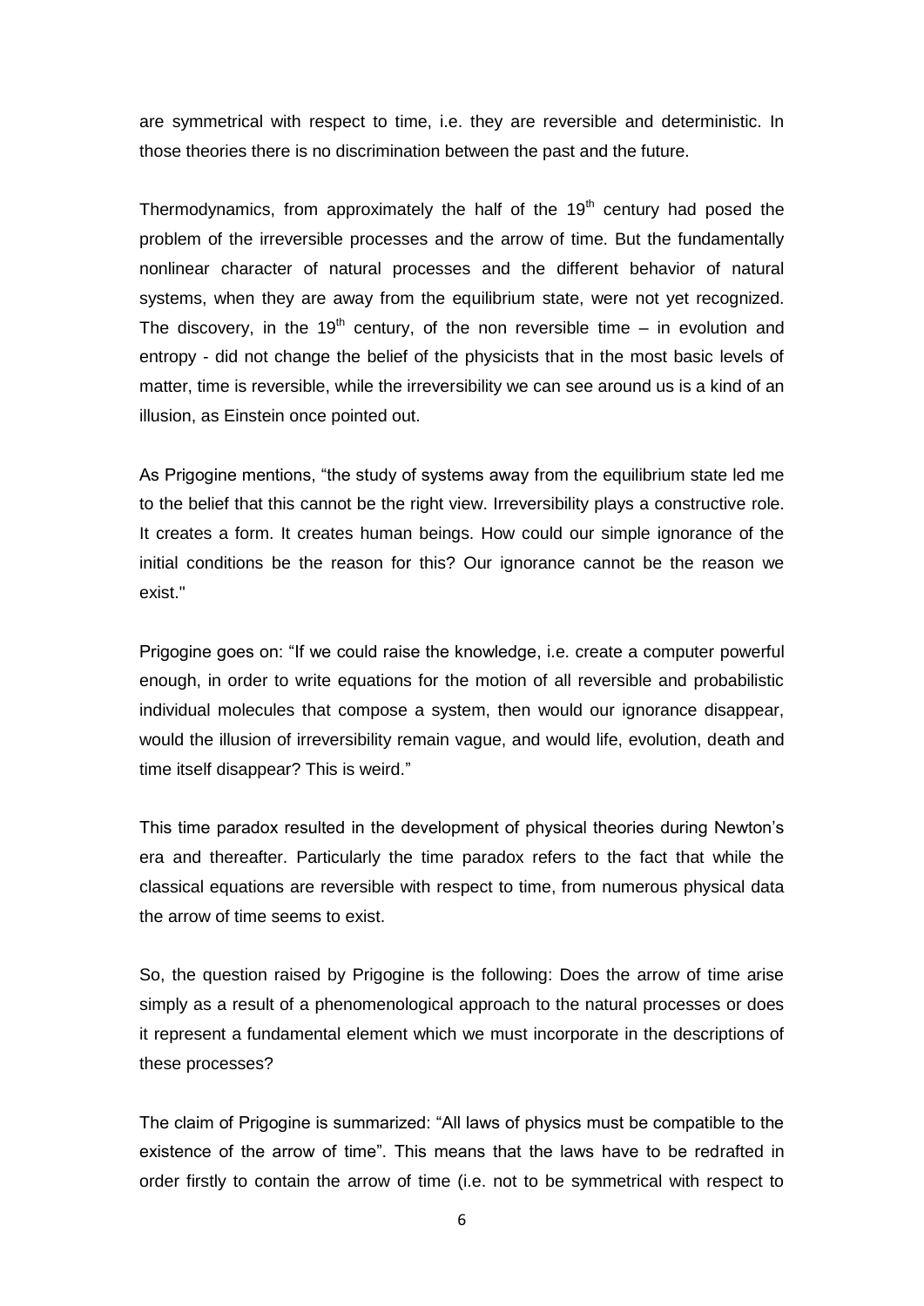are symmetrical with respect to time, i.e. they are reversible and deterministic. In those theories there is no discrimination between the past and the future.

Thermodynamics, from approximately the half of the $19^{th}$ century had posed the problem of the irreversible processes and the arrow of time. But the fundamentally nonlinear character of natural processes and the different behavior of natural systems, when they are away from the equilibrium state, were not yet recognized. The discovery, in the $19^{th}$ century, of the non reversible time – in evolution and entropy - did not change the belief of the physicists that in the most basic levels of matter, time is reversible, while the irreversibility we can see around us is a kind of an illusion, as Einstein once pointed out.

As Prigogine mentions, "the study of systems away from the equilibrium state led me to the belief that this cannot be the right view. Irreversibility plays a constructive role. It creates a form. It creates human beings. How could our simple ignorance of the initial conditions be the reason for this? Our ignorance cannot be the reason we exist."

Prigogine goes on: "If we could raise the knowledge, i.e. create a computer powerful enough, in order to write equations for the motion of all reversible and probabilistic individual molecules that compose a system, then would our ignorance disappear, would the illusion of irreversibility remain vague, and would life, evolution, death and time itself disappear? This is weird."

This time paradox resulted in the development of physical theories during Newton's era and thereafter. Particularly the time paradox refers to the fact that while the classical equations are reversible with respect to time, from numerous physical data the arrow of time seems to exist.

So, the question raised by Prigogine is the following: Does the arrow of time arise simply as a result of a phenomenological approach to the natural processes or does it represent a fundamental element which we must incorporate in the descriptions of these processes?

The claim of Prigogine is summarized: "All laws of physics must be compatible to the existence of the arrow of time". This means that the laws have to be redrafted in order firstly to contain the arrow of time (i.e. not to be symmetrical with respect to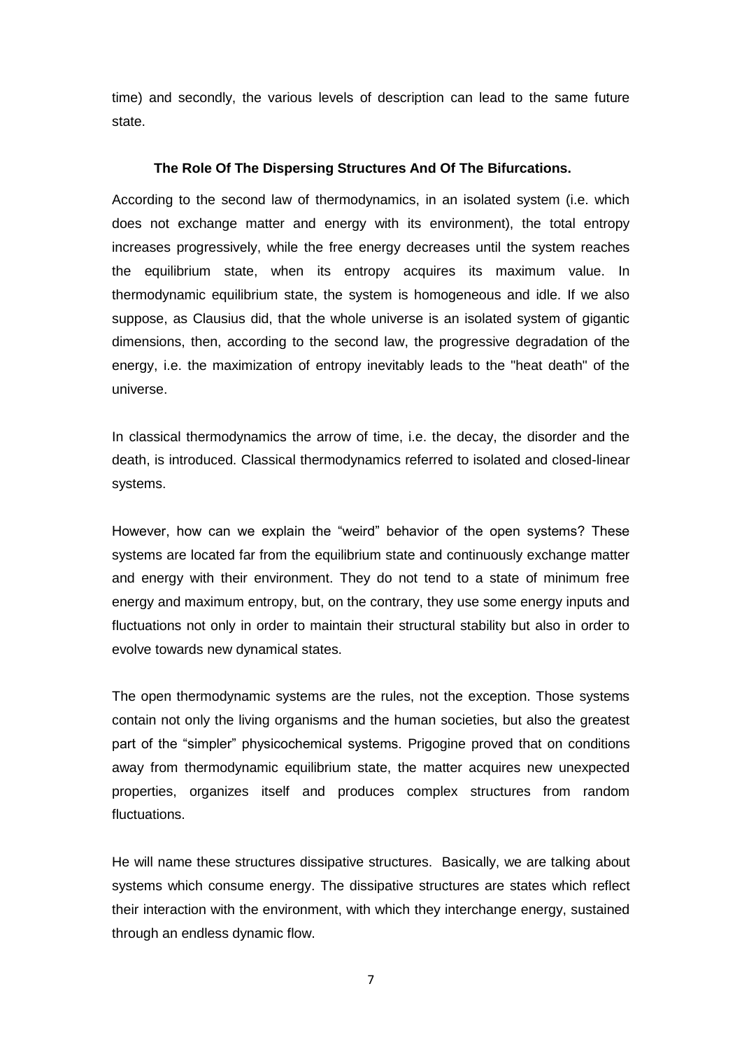time) and secondly, the various levels of description can lead to the same future state.

### The Role Of The Dispersing Structures And Of The Bifurcations.

According to the second law of thermodynamics, in an isolated system (i.e. which does not exchange matter and energy with its environment), the total entropy increases progressively, while the free energy decreases until the system reaches the equilibrium state, when its entropy acquires its maximum value. In thermodynamic equilibrium state, the system is homogeneous and idle. If we also suppose, as Clausius did, that the whole universe is an isolated system of gigantic dimensions, then, according to the second law, the progressive degradation of the energy, i.e. the maximization of entropy inevitably leads to the "heat death" of the universe.

In classical thermodynamics the arrow of time, i.e. the decay, the disorder and the death, is introduced. Classical thermodynamics referred to isolated and closed-linear systems.

However, how can we explain the "weird" behavior of the open systems? These systems are located far from the equilibrium state and continuously exchange matter and energy with their environment. They do not tend to a state of minimum free energy and maximum entropy, but, on the contrary, they use some energy inputs and fluctuations not only in order to maintain their structural stability but also in order to evolve towards new dynamical states.

The open thermodynamic systems are the rules, not the exception. Those systems contain not only the living organisms and the human societies, but also the greatest part of the "simpler" physicochemical systems. Prigogine proved that on conditions away from thermodynamic equilibrium state, the matter acquires new unexpected properties, organizes itself and produces complex structures from random fluctuations.

He will name these structures dissipative structures. Basically, we are talking about systems which consume energy. The dissipative structures are states which reflect their interaction with the environment, with which they interchange energy, sustained through an endless dynamic flow.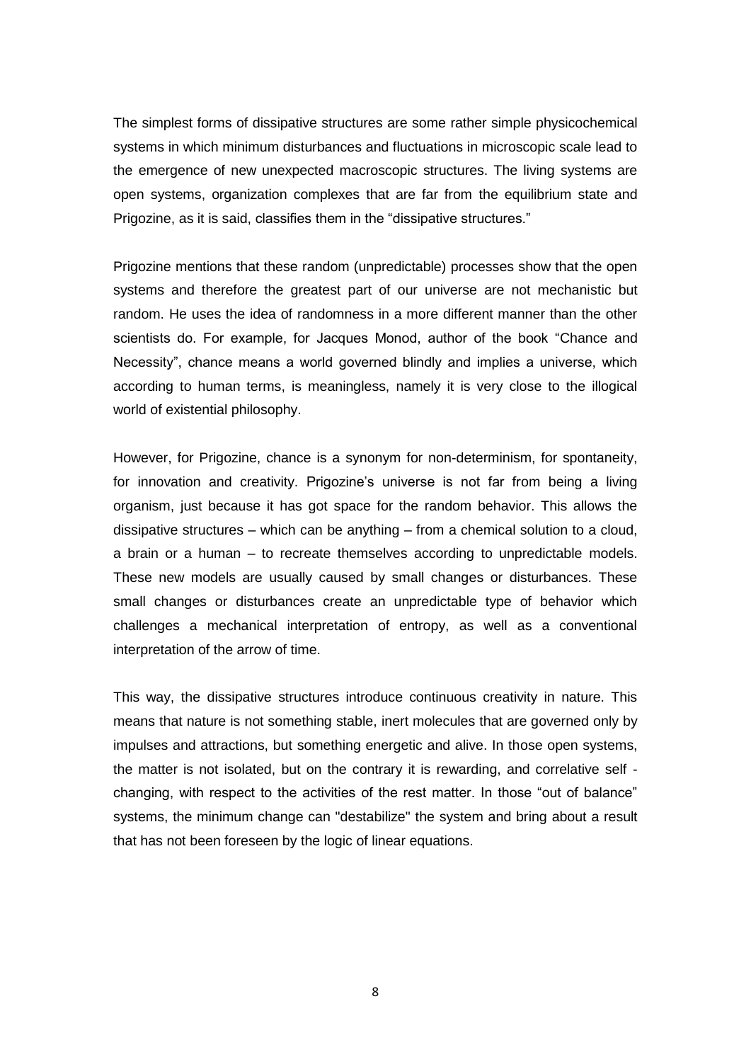The simplest forms of dissipative structures are some rather simple physicochemical systems in which minimum disturbances and fluctuations in microscopic scale lead to the emergence of new unexpected macroscopic structures. The living systems are open systems, organization complexes that are far from the equilibrium state and Prigozine, as it is said, classifies them in the "dissipative structures."

Prigozine mentions that these random (unpredictable) processes show that the open systems and therefore the greatest part of our universe are not mechanistic but random. He uses the idea of randomness in a more different manner than the other scientists do. For example, for Jacques Monod, author of the book "Chance and Necessity", chance means a world governed blindly and implies a universe, which according to human terms, is meaningless, namely it is very close to the illogical world of existential philosophy.

However, for Prigozine, chance is a synonym for non-determinism, for spontaneity, for innovation and creativity. Prigozine's universe is not far from being a living organism, just because it has got space for the random behavior. This allows the dissipative structures – which can be anything – from a chemical solution to a cloud, a brain or a human – to recreate themselves according to unpredictable models. These new models are usually caused by small changes or disturbances. These small changes or disturbances create an unpredictable type of behavior which challenges a mechanical interpretation of entropy, as well as a conventional interpretation of the arrow of time.

This way, the dissipative structures introduce continuous creativity in nature. This means that nature is not something stable, inert molecules that are governed only by impulses and attractions, but something energetic and alive. In those open systems, the matter is not isolated, but on the contrary it is rewarding, and correlative self - changing, with respect to the activities of the rest matter. In those "out of balance" systems, the minimum change can "destabilize" the system and bring about a result that has not been foreseen by the logic of linear equations.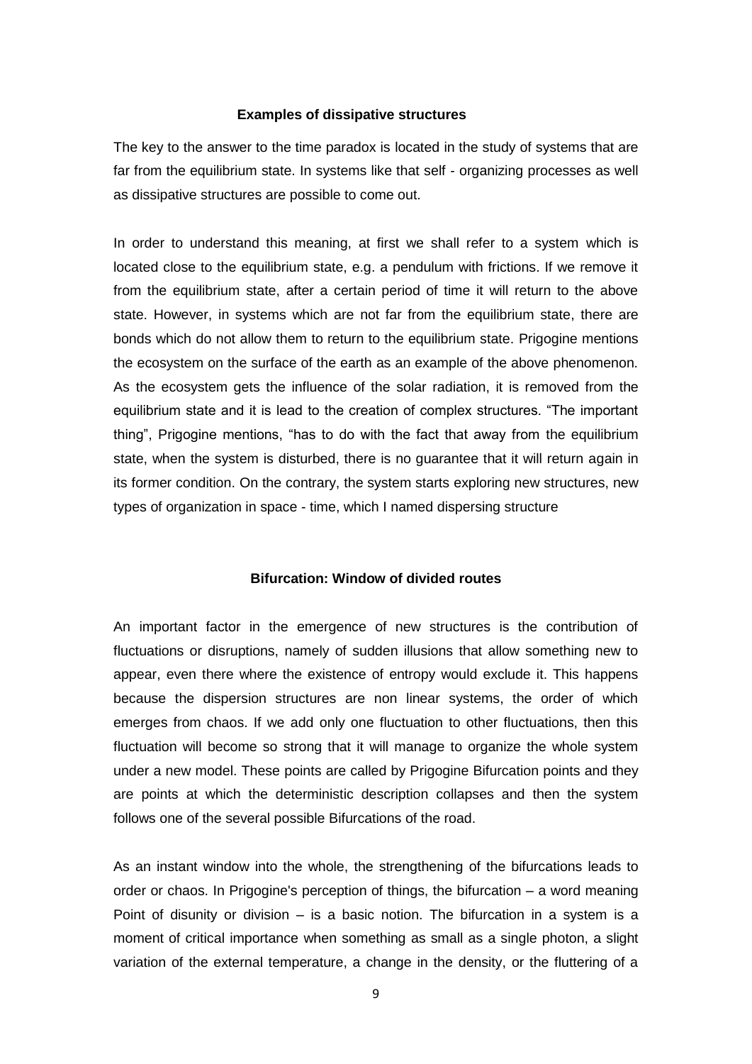### Examples of dissipative structures

The key to the answer to the time paradox is located in the study of systems that are far from the equilibrium state. In systems like that self - organizing processes as well as dissipative structures are possible to come out.

In order to understand this meaning, at first we shall refer to a system which is located close to the equilibrium state, e.g. a pendulum with frictions. If we remove it from the equilibrium state, after a certain period of time it will return to the above state. However, in systems which are not far from the equilibrium state, there are bonds which do not allow them to return to the equilibrium state. Prigogine mentions the ecosystem on the surface of the earth as an example of the above phenomenon. As the ecosystem gets the influence of the solar radiation, it is removed from the equilibrium state and it is lead to the creation of complex structures. "The important thing", Prigogine mentions, "has to do with the fact that away from the equilibrium state, when the system is disturbed, there is no guarantee that it will return again in its former condition. On the contrary, the system starts exploring new structures, new types of organization in space - time, which I named dispersing structure

### Bifurcation: Window of divided routes

An important factor in the emergence of new structures is the contribution of fluctuations or disruptions, namely of sudden illusions that allow something new to appear, even there where the existence of entropy would exclude it. This happens because the dispersion structures are non linear systems, the order of which emerges from chaos. If we add only one fluctuation to other fluctuations, then this fluctuation will become so strong that it will manage to organize the whole system under a new model. These points are called by Prigogine Bifurcation points and they are points at which the deterministic description collapses and then the system follows one of the several possible Bifurcations of the road.

As an instant window into the whole, the strengthening of the bifurcations leads to order or chaos. In Prigogine's perception of things, the bifurcation – a word meaning Point of disunity or division – is a basic notion. The bifurcation in a system is a moment of critical importance when something as small as a single photon, a slight variation of the external temperature, a change in the density, or the fluttering of a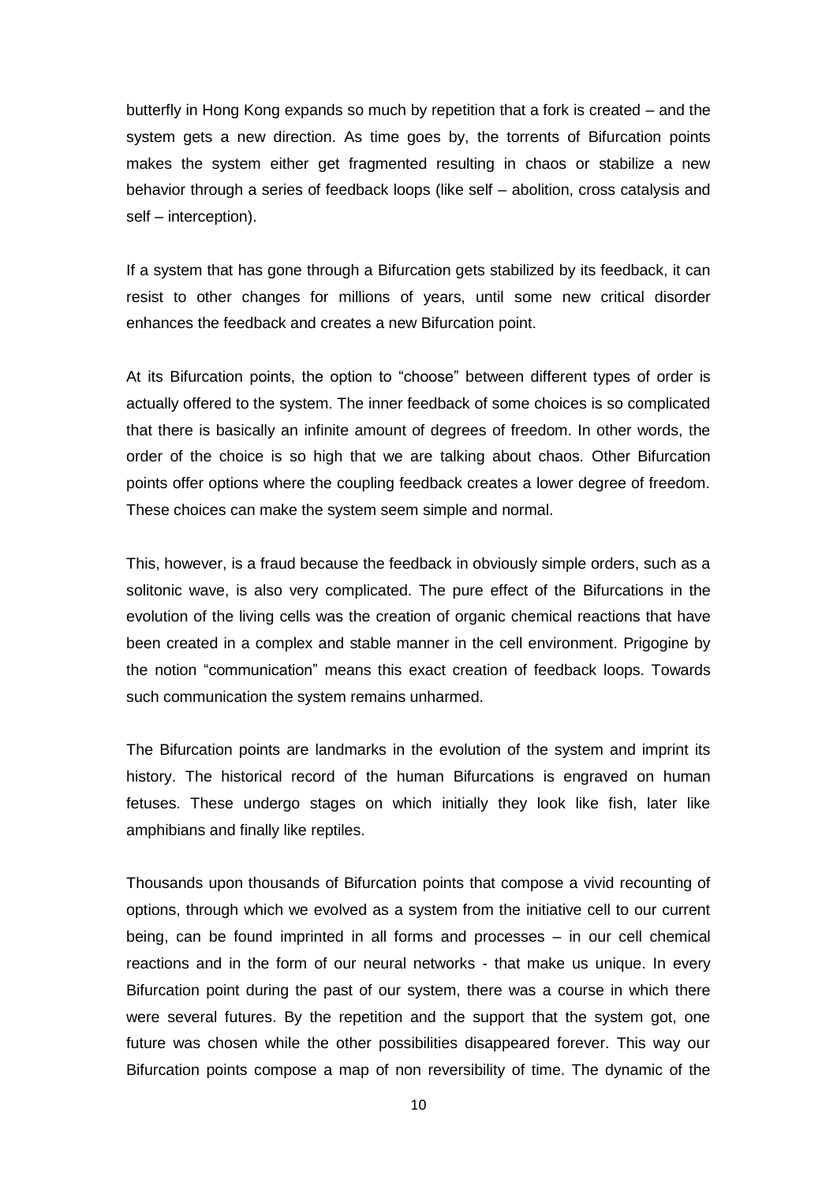butterfly in Hong Kong expands so much by repetition that a fork is created – and the system gets a new direction. As time goes by, the torrents of Bifurcation points makes the system either get fragmented resulting in chaos or stabilize a new behavior through a series of feedback loops (like self – abolition, cross catalysis and self – interception).

If a system that has gone through a Bifurcation gets stabilized by its feedback, it can resist to other changes for millions of years, until some new critical disorder enhances the feedback and creates a new Bifurcation point.

At its Bifurcation points, the option to "choose" between different types of order is actually offered to the system. The inner feedback of some choices is so complicated that there is basically an infinite amount of degrees of freedom. In other words, the order of the choice is so high that we are talking about chaos. Other Bifurcation points offer options where the coupling feedback creates a lower degree of freedom. These choices can make the system seem simple and normal.

This, however, is a fraud because the feedback in obviously simple orders, such as a solitonic wave, is also very complicated. The pure effect of the Bifurcations in the evolution of the living cells was the creation of organic chemical reactions that have been created in a complex and stable manner in the cell environment. Prigogine by the notion "communication" means this exact creation of feedback loops. Towards such communication the system remains unharmed.

The Bifurcation points are landmarks in the evolution of the system and imprint its history. The historical record of the human Bifurcations is engraved on human fetuses. These undergo stages on which initially they look like fish, later like amphibians and finally like reptiles.

Thousands upon thousands of Bifurcation points that compose a vivid recounting of options, through which we evolved as a system from the initiative cell to our current being, can be found imprinted in all forms and processes – in our cell chemical reactions and in the form of our neural networks - that make us unique. In every Bifurcation point during the past of our system, there was a course in which there were several futures. By the repetition and the support that the system got, one future was chosen while the other possibilities disappeared forever. This way our Bifurcation points compose a map of non reversibility of time. The dynamic of the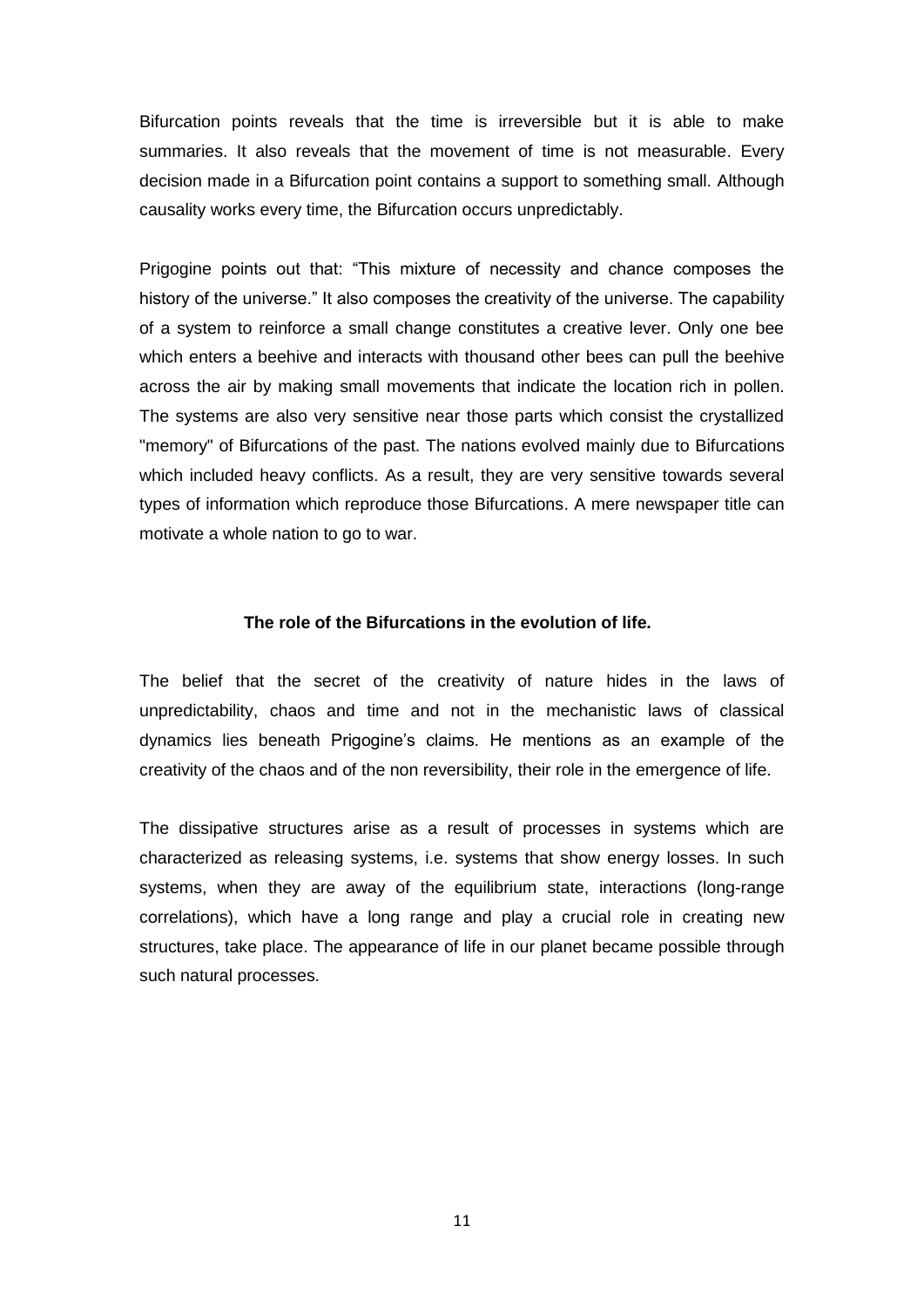Bifurcation points reveals that the time is irreversible but it is able to make summaries. It also reveals that the movement of time is not measurable. Every decision made in a Bifurcation point contains a support to something small. Although causality works every time, the Bifurcation occurs unpredictably.

Prigogine points out that: "This mixture of necessity and chance composes the history of the universe." It also composes the creativity of the universe. The capability of a system to reinforce a small change constitutes a creative lever. Only one bee which enters a beehive and interacts with thousand other bees can pull the beehive across the air by making small movements that indicate the location rich in pollen. The systems are also very sensitive near those parts which consist the crystallized "memory" of Bifurcations of the past. The nations evolved mainly due to Bifurcations which included heavy conflicts. As a result, they are very sensitive towards several types of information which reproduce those Bifurcations. A mere newspaper title can motivate a whole nation to go to war.

### The role of the Bifurcations in the evolution of life.

The belief that the secret of the creativity of nature hides in the laws of unpredictability, chaos and time and not in the mechanistic laws of classical dynamics lies beneath Prigogine's claims. He mentions as an example of the creativity of the chaos and of the non reversibility, their role in the emergence of life.

The dissipative structures arise as a result of processes in systems which are characterized as releasing systems, i.e. systems that show energy losses. In such systems, when they are away of the equilibrium state, interactions (long-range correlations), which have a long range and play a crucial role in creating new structures, take place. The appearance of life in our planet became possible through such natural processes.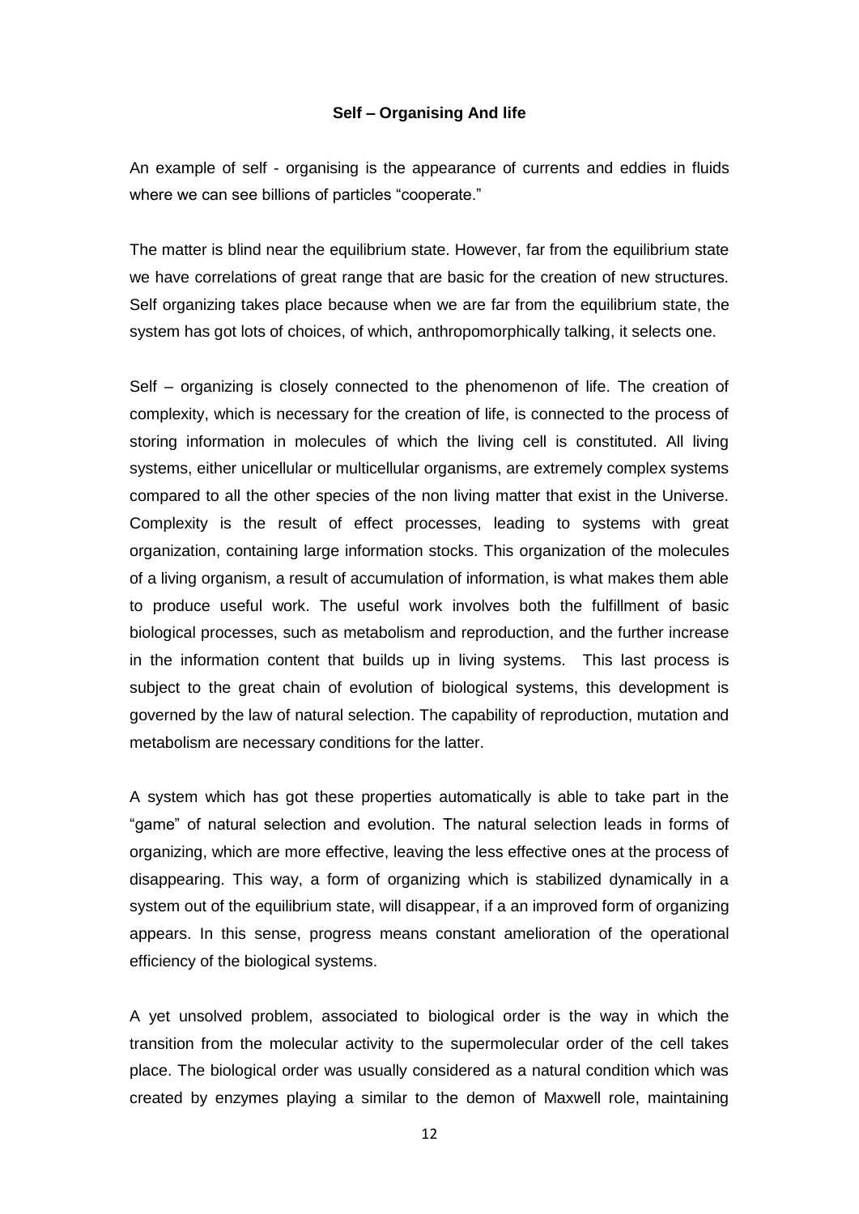**Self – Organising And life**

An example of self - organising is the appearance of currents and eddies in fluids where we can see billions of particles "cooperate."

The matter is blind near the equilibrium state. However, far from the equilibrium state we have correlations of great range that are basic for the creation of new structures. Self organizing takes place because when we are far from the equilibrium state, the system has got lots of choices, of which, anthropomorphically talking, it selects one.

Self – organizing is closely connected to the phenomenon of life. The creation of complexity, which is necessary for the creation of life, is connected to the process of storing information in molecules of which the living cell is constituted. All living systems, either unicellular or multicellular organisms, are extremely complex systems compared to all the other species of the non living matter that exist in the Universe. Complexity is the result of effect processes, leading to systems with great organization, containing large information stocks. This organization of the molecules of a living organism, a result of accumulation of information, is what makes them able to produce useful work. The useful work involves both the fulfillment of basic biological processes, such as metabolism and reproduction, and the further increase in the information content that builds up in living systems. This last process is subject to the great chain of evolution of biological systems, this development is governed by the law of natural selection. The capability of reproduction, mutation and metabolism are necessary conditions for the latter.

A system which has got these properties automatically is able to take part in the "game" of natural selection and evolution. The natural selection leads in forms of organizing, which are more effective, leaving the less effective ones at the process of disappearing. This way, a form of organizing which is stabilized dynamically in a system out of the equilibrium state, will disappear, if a an improved form of organizing appears. In this sense, progress means constant amelioration of the operational efficiency of the biological systems.

A yet unsolved problem, associated to biological order is the way in which the transition from the molecular activity to the supermolecular order of the cell takes place. The biological order was usually considered as a natural condition which was created by enzymes playing a similar to the demon of Maxwell role, maintaining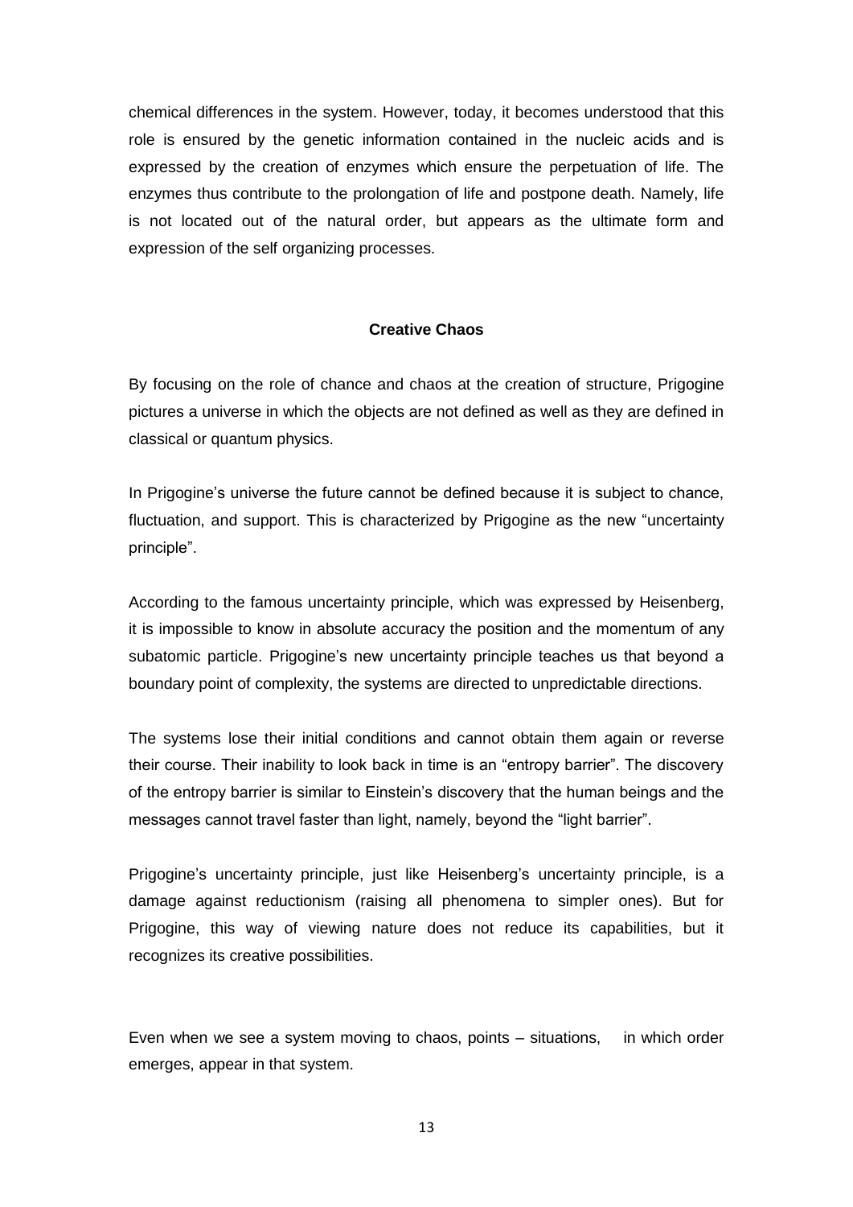chemical differences in the system. However, today, it becomes understood that this role is ensured by the genetic information contained in the nucleic acids and is expressed by the creation of enzymes which ensure the perpetuation of life. The enzymes thus contribute to the prolongation of life and postpone death. Namely, life is not located out of the natural order, but appears as the ultimate form and expression of the self organizing processes.

## Creative Chaos

By focusing on the role of chance and chaos at the creation of structure, Prigogine pictures a universe in which the objects are not defined as well as they are defined in classical or quantum physics.

In Prigogine's universe the future cannot be defined because it is subject to chance, fluctuation, and support. This is characterized by Prigogine as the new "uncertainty principle".

According to the famous uncertainty principle, which was expressed by Heisenberg, it is impossible to know in absolute accuracy the position and the momentum of any subatomic particle. Prigogine's new uncertainty principle teaches us that beyond a boundary point of complexity, the systems are directed to unpredictable directions.

The systems lose their initial conditions and cannot obtain them again or reverse their course. Their inability to look back in time is an "entropy barrier". The discovery of the entropy barrier is similar to Einstein's discovery that the human beings and the messages cannot travel faster than light, namely, beyond the "light barrier".

Prigogine's uncertainty principle, just like Heisenberg's uncertainty principle, is a damage against reductionism (raising all phenomena to simpler ones). But for Prigogine, this way of viewing nature does not reduce its capabilities, but it recognizes its creative possibilities.

Even when we see a system moving to chaos, points – situations, in which order emerges, appear in that system.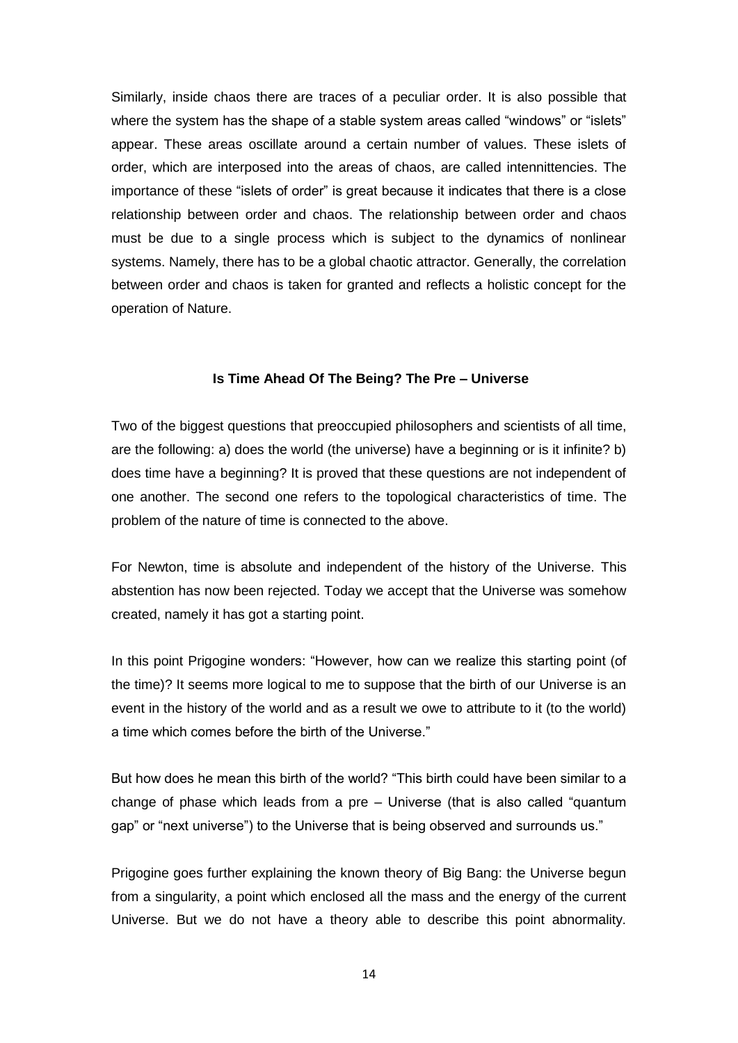Similarly, inside chaos there are traces of a peculiar order. It is also possible that where the system has the shape of a stable system areas called “windows” or “islets” appear. These areas oscillate around a certain number of values. These islets of order, which are interposed into the areas of chaos, are called intennittencies. The importance of these “islets of order” is great because it indicates that there is a close relationship between order and chaos. The relationship between order and chaos must be due to a single process which is subject to the dynamics of nonlinear systems. Namely, there has to be a global chaotic attractor. Generally, the correlation between order and chaos is taken for granted and reflects a holistic concept for the operation of Nature.

**Is Time Ahead Of The Being? The Pre – Universe**

Two of the biggest questions that preoccupied philosophers and scientists of all time, are the following: a) does the world (the universe) have a beginning or is it infinite? b) does time have a beginning? It is proved that these questions are not independent of one another. The second one refers to the topological characteristics of time. The problem of the nature of time is connected to the above.

For Newton, time is absolute and independent of the history of the Universe. This abstention has now been rejected. Today we accept that the Universe was somehow created, namely it has got a starting point.

In this point Prigogine wonders: “However, how can we realize this starting point (of the time)? It seems more logical to me to suppose that the birth of our Universe is an event in the history of the world and as a result we owe to attribute to it (to the world) a time which comes before the birth of the Universe.”

But how does he mean this birth of the world? “This birth could have been similar to a change of phase which leads from a pre – Universe (that is also called “quantum gap” or “next universe”) to the Universe that is being observed and surrounds us.”

Prigogine goes further explaining the known theory of Big Bang: the Universe begun from a singularity, a point which enclosed all the mass and the energy of the current Universe. But we do not have a theory able to describe this point abnormality.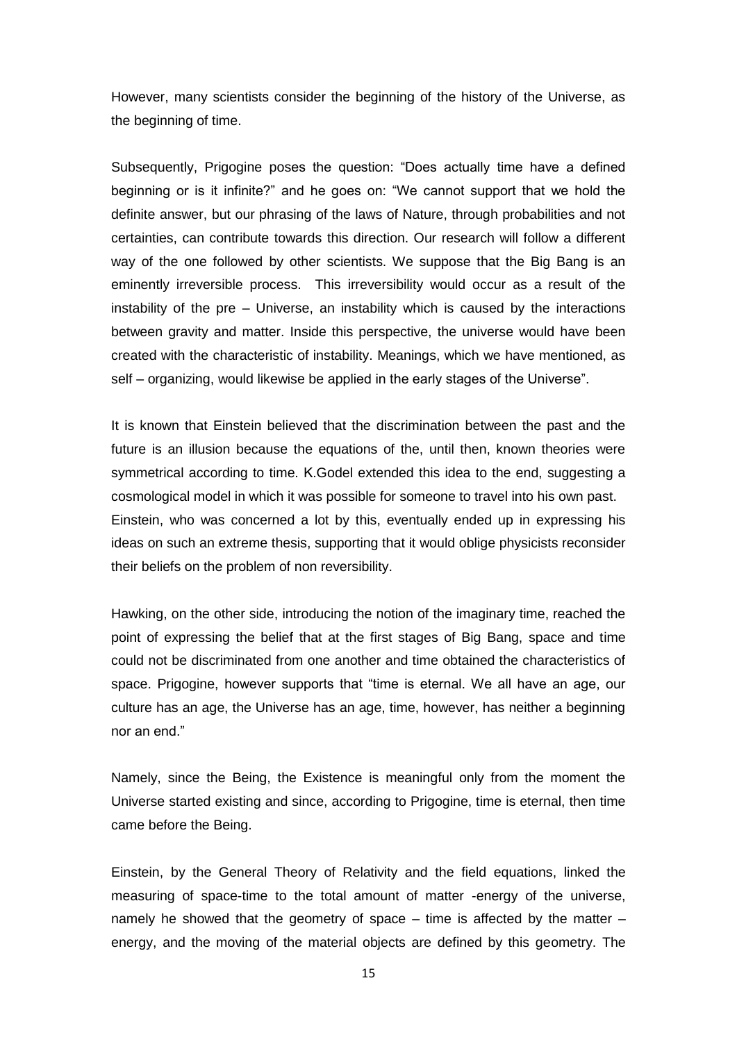However, many scientists consider the beginning of the history of the Universe, as the beginning of time.

Subsequently, Prigogine poses the question: "Does actually time have a defined beginning or is it infinite?" and he goes on: "We cannot support that we hold the definite answer, but our phrasing of the laws of Nature, through probabilities and not certainties, can contribute towards this direction. Our research will follow a different way of the one followed by other scientists. We suppose that the Big Bang is an eminently irreversible process. This irreversibility would occur as a result of the instability of the pre – Universe, an instability which is caused by the interactions between gravity and matter. Inside this perspective, the universe would have been created with the characteristic of instability. Meanings, which we have mentioned, as self – organizing, would likewise be applied in the early stages of the Universe".

It is known that Einstein believed that the discrimination between the past and the future is an illusion because the equations of the, until then, known theories were symmetrical according to time. K.Godel extended this idea to the end, suggesting a cosmological model in which it was possible for someone to travel into his own past. Einstein, who was concerned a lot by this, eventually ended up in expressing his ideas on such an extreme thesis, supporting that it would oblige physicists reconsider their beliefs on the problem of non reversibility.

Hawking, on the other side, introducing the notion of the imaginary time, reached the point of expressing the belief that at the first stages of Big Bang, space and time could not be discriminated from one another and time obtained the characteristics of space. Prigogine, however supports that "time is eternal. We all have an age, our culture has an age, the Universe has an age, time, however, has neither a beginning nor an end."

Namely, since the Being, the Existence is meaningful only from the moment the Universe started existing and since, according to Prigogine, time is eternal, then time came before the Being.

Einstein, by the General Theory of Relativity and the field equations, linked the measuring of space-time to the total amount of matter -energy of the universe, namely he showed that the geometry of space – time is affected by the matter – energy, and the moving of the material objects are defined by this geometry. The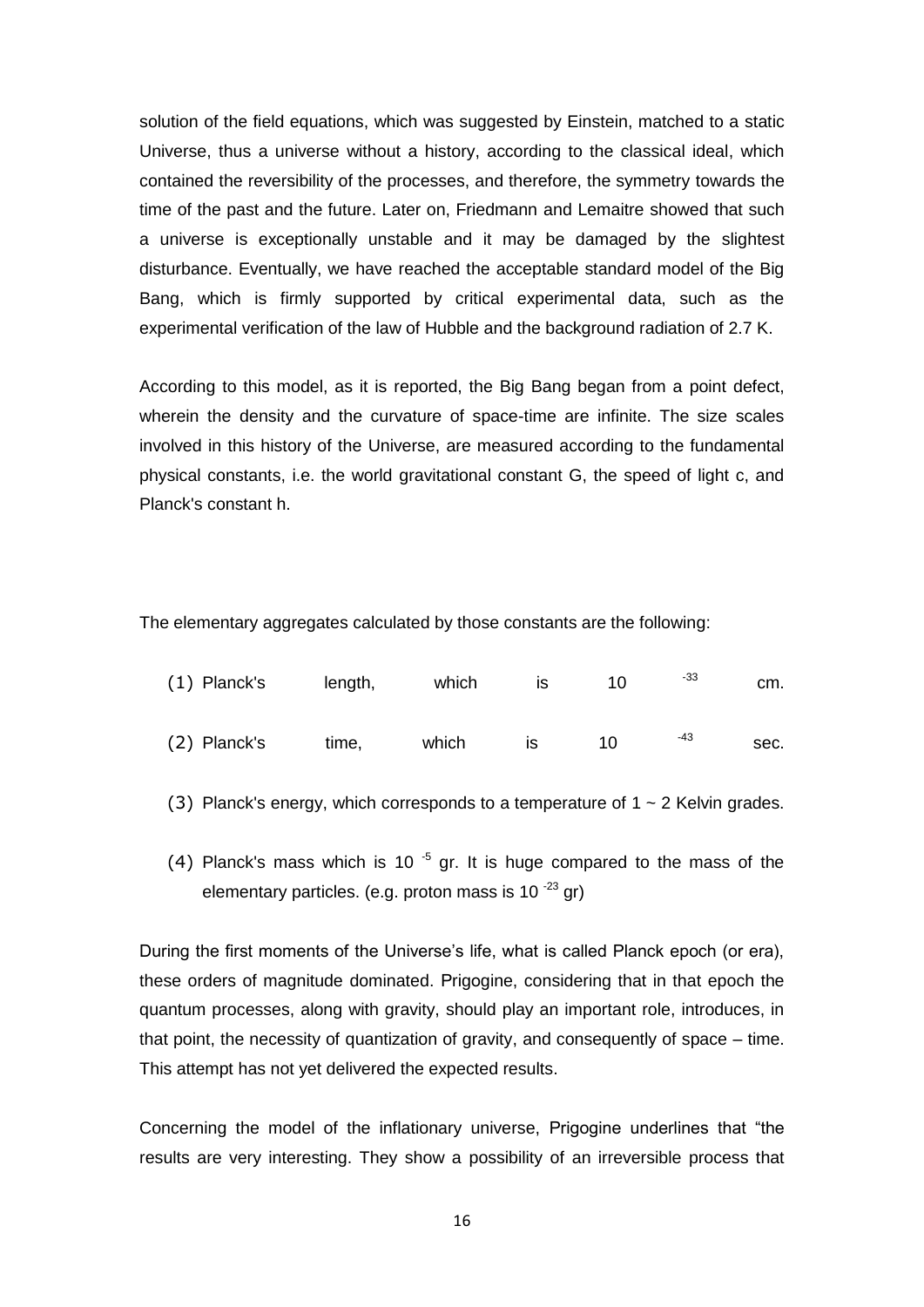solution of the field equations, which was suggested by Einstein, matched to a static Universe, thus a universe without a history, according to the classical ideal, which contained the reversibility of the processes, and therefore, the symmetry towards the time of the past and the future. Later on, Friedmann and Lemaitre showed that such a universe is exceptionally unstable and it may be damaged by the slightest disturbance. Eventually, we have reached the acceptable standard model of the Big Bang, which is firmly supported by critical experimental data, such as the experimental verification of the law of Hubble and the background radiation of 2.7 K.

According to this model, as it is reported, the Big Bang began from a point defect, wherein the density and the curvature of space-time are infinite. The size scales involved in this history of the Universe, are measured according to the fundamental physical constants, i.e. the world gravitational constant G, the speed of light c, and Planck's constant h.

The elementary aggregates calculated by those constants are the following:

(1) Planck's length, which is $10^{-33}$ cm.

(2) Planck's time, which is $10^{-43}$ sec.

(3) Planck's energy, which corresponds to a temperature of 1 ~ 2 Kelvin grades.

(4) Planck's mass which is $10^{-5}$ gr. It is huge compared to the mass of the elementary particles. (e.g. proton mass is $10^{-23}$ gr)

During the first moments of the Universe's life, what is called Planck epoch (or era), these orders of magnitude dominated. Prigogine, considering that in that epoch the quantum processes, along with gravity, should play an important role, introduces, in that point, the necessity of quantization of gravity, and consequently of space – time. This attempt has not yet delivered the expected results.

Concerning the model of the inflationary universe, Prigogine underlines that "the results are very interesting. They show a possibility of an irreversible process that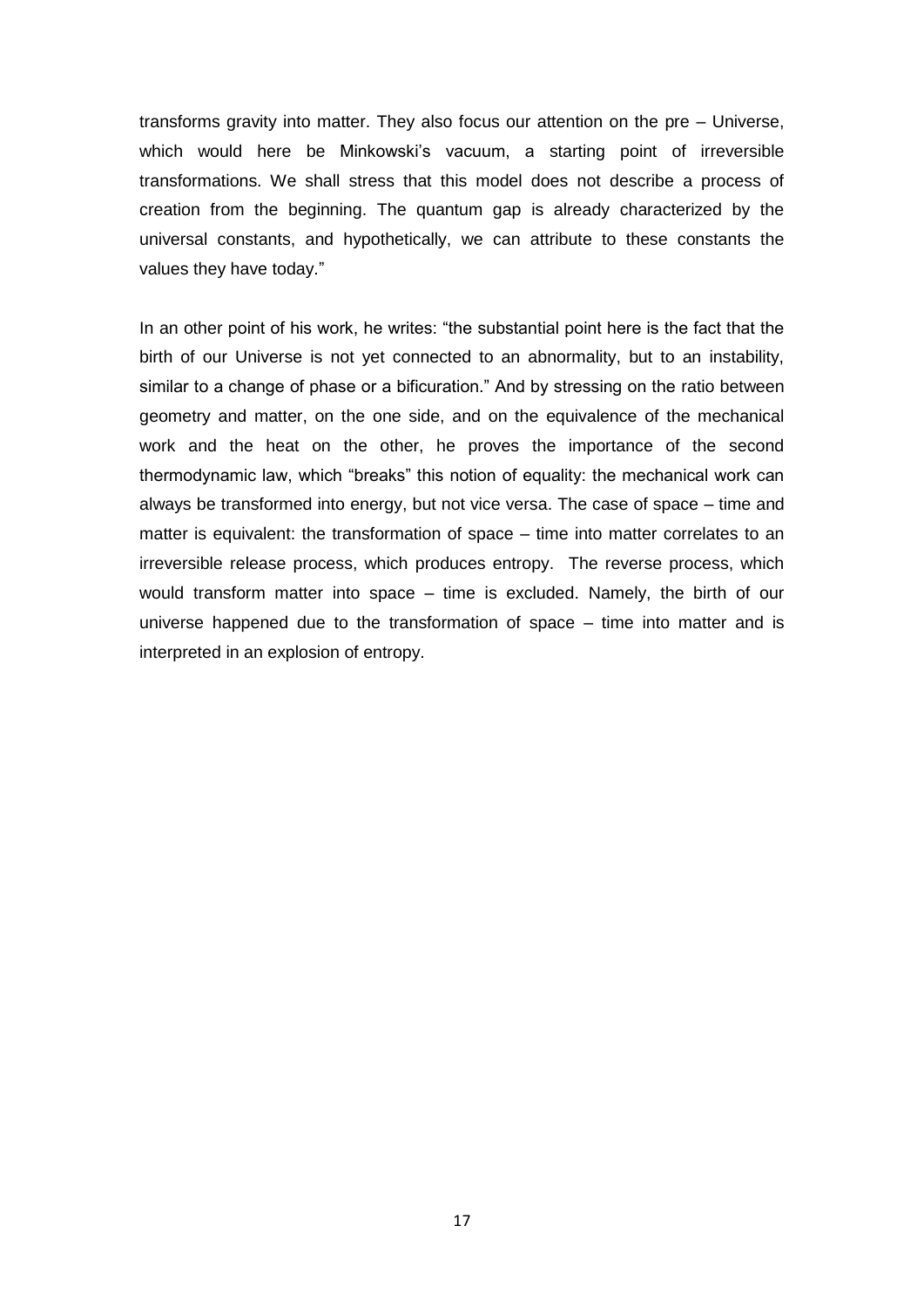transforms gravity into matter. They also focus our attention on the pre – Universe, which would here be Minkowski's vacuum, a starting point of irreversible transformations. We shall stress that this model does not describe a process of creation from the beginning. The quantum gap is already characterized by the universal constants, and hypothetically, we can attribute to these constants the values they have today."

In an other point of his work, he writes: "the substantial point here is the fact that the birth of our Universe is not yet connected to an abnormality, but to an instability, similar to a change of phase or a bificuration." And by stressing on the ratio between geometry and matter, on the one side, and on the equivalence of the mechanical work and the heat on the other, he proves the importance of the second thermodynamic law, which "breaks" this notion of equality: the mechanical work can always be transformed into energy, but not vice versa. The case of space – time and matter is equivalent: the transformation of space – time into matter correlates to an irreversible release process, which produces entropy. The reverse process, which would transform matter into space – time is excluded. Namely, the birth of our universe happened due to the transformation of space – time into matter and is interpreted in an explosion of entropy.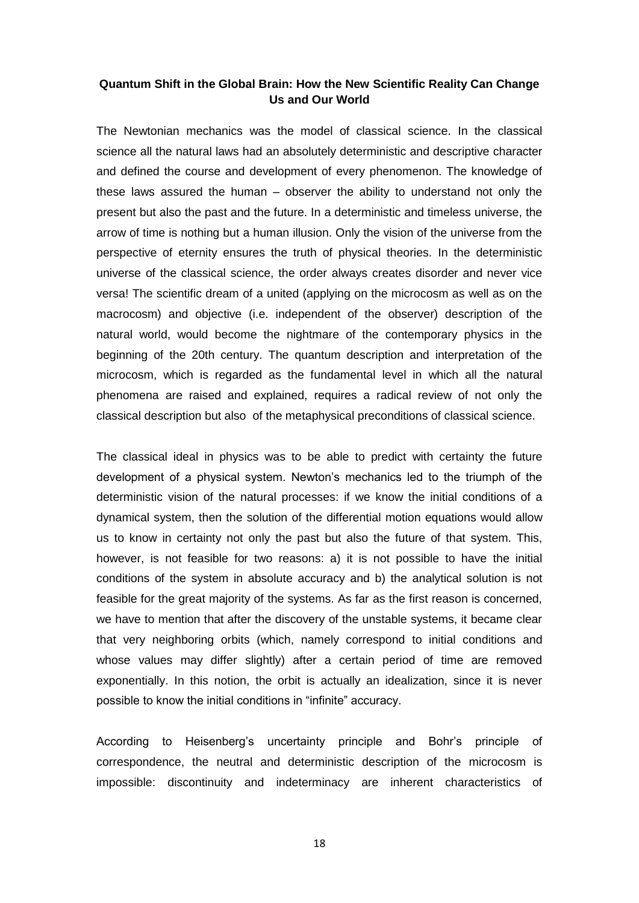**Quantum Shift in the Global Brain: How the New Scientific Reality Can Change Us and Our World**

The Newtonian mechanics was the model of classical science. In the classical science all the natural laws had an absolutely deterministic and descriptive character and defined the course and development of every phenomenon. The knowledge of these laws assured the human – observer the ability to understand not only the present but also the past and the future. In a deterministic and timeless universe, the arrow of time is nothing but a human illusion. Only the vision of the universe from the perspective of eternity ensures the truth of physical theories. In the deterministic universe of the classical science, the order always creates disorder and never vice versa! The scientific dream of a united (applying on the microcosm as well as on the macrocosm) and objective (i.e. independent of the observer) description of the natural world, would become the nightmare of the contemporary physics in the beginning of the 20th century. The quantum description and interpretation of the microcosm, which is regarded as the fundamental level in which all the natural phenomena are raised and explained, requires a radical review of not only the classical description but also of the metaphysical preconditions of classical science.

The classical ideal in physics was to be able to predict with certainty the future development of a physical system. Newton's mechanics led to the triumph of the deterministic vision of the natural processes: if we know the initial conditions of a dynamical system, then the solution of the differential motion equations would allow us to know in certainty not only the past but also the future of that system. This, however, is not feasible for two reasons: a) it is not possible to have the initial conditions of the system in absolute accuracy and b) the analytical solution is not feasible for the great majority of the systems. As far as the first reason is concerned, we have to mention that after the discovery of the unstable systems, it became clear that very neighboring orbits (which, namely correspond to initial conditions and whose values may differ slightly) after a certain period of time are removed exponentially. In this notion, the orbit is actually an idealization, since it is never possible to know the initial conditions in "infinite" accuracy.

According to Heisenberg's uncertainty principle and Bohr's principle of correspondence, the neutral and deterministic description of the microcosm is impossible: discontinuity and indeterminacy are inherent characteristics of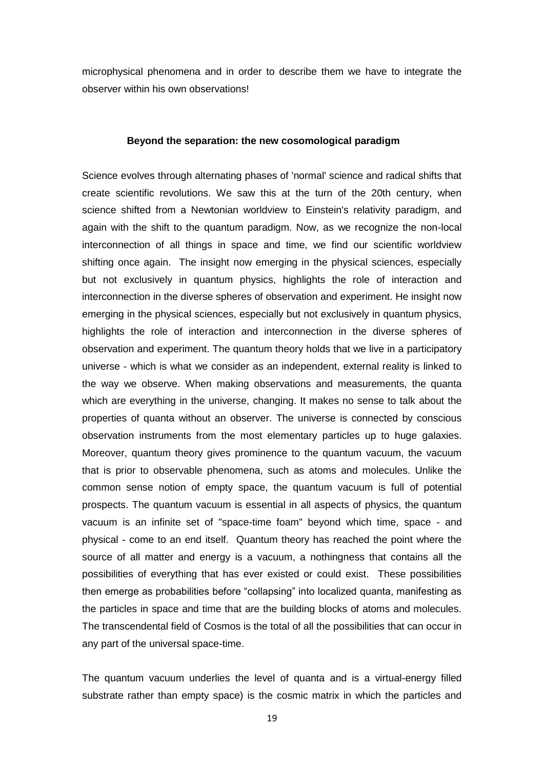microphysical phenomena and in order to describe them we have to integrate the observer within his own observations!

**Beyond the separation: the new cosomological paradigm**

Science evolves through alternating phases of 'normal' science and radical shifts that create scientific revolutions. We saw this at the turn of the 20th century, when science shifted from a Newtonian worldview to Einstein's relativity paradigm, and again with the shift to the quantum paradigm. Now, as we recognize the non-local interconnection of all things in space and time, we find our scientific worldview shifting once again. The insight now emerging in the physical sciences, especially but not exclusively in quantum physics, highlights the role of interaction and interconnection in the diverse spheres of observation and experiment. He insight now emerging in the physical sciences, especially but not exclusively in quantum physics, highlights the role of interaction and interconnection in the diverse spheres of observation and experiment. The quantum theory holds that we live in a participatory universe - which is what we consider as an independent, external reality is linked to the way we observe. When making observations and measurements, the quanta which are everything in the universe, changing. It makes no sense to talk about the properties of quanta without an observer. The universe is connected by conscious observation instruments from the most elementary particles up to huge galaxies. Moreover, quantum theory gives prominence to the quantum vacuum, the vacuum that is prior to observable phenomena, such as atoms and molecules. Unlike the common sense notion of empty space, the quantum vacuum is full of potential prospects. The quantum vacuum is essential in all aspects of physics, the quantum vacuum is an infinite set of "space-time foam" beyond which time, space - and physical - come to an end itself. Quantum theory has reached the point where the source of all matter and energy is a vacuum, a nothingness that contains all the possibilities of everything that has ever existed or could exist. These possibilities then emerge as probabilities before "collapsing" into localized quanta, manifesting as the particles in space and time that are the building blocks of atoms and molecules. The transcendental field of Cosmos is the total of all the possibilities that can occur in any part of the universal space-time.

The quantum vacuum underlies the level of quanta and is a virtual-energy filled substrate rather than empty space) is the cosmic matrix in which the particles and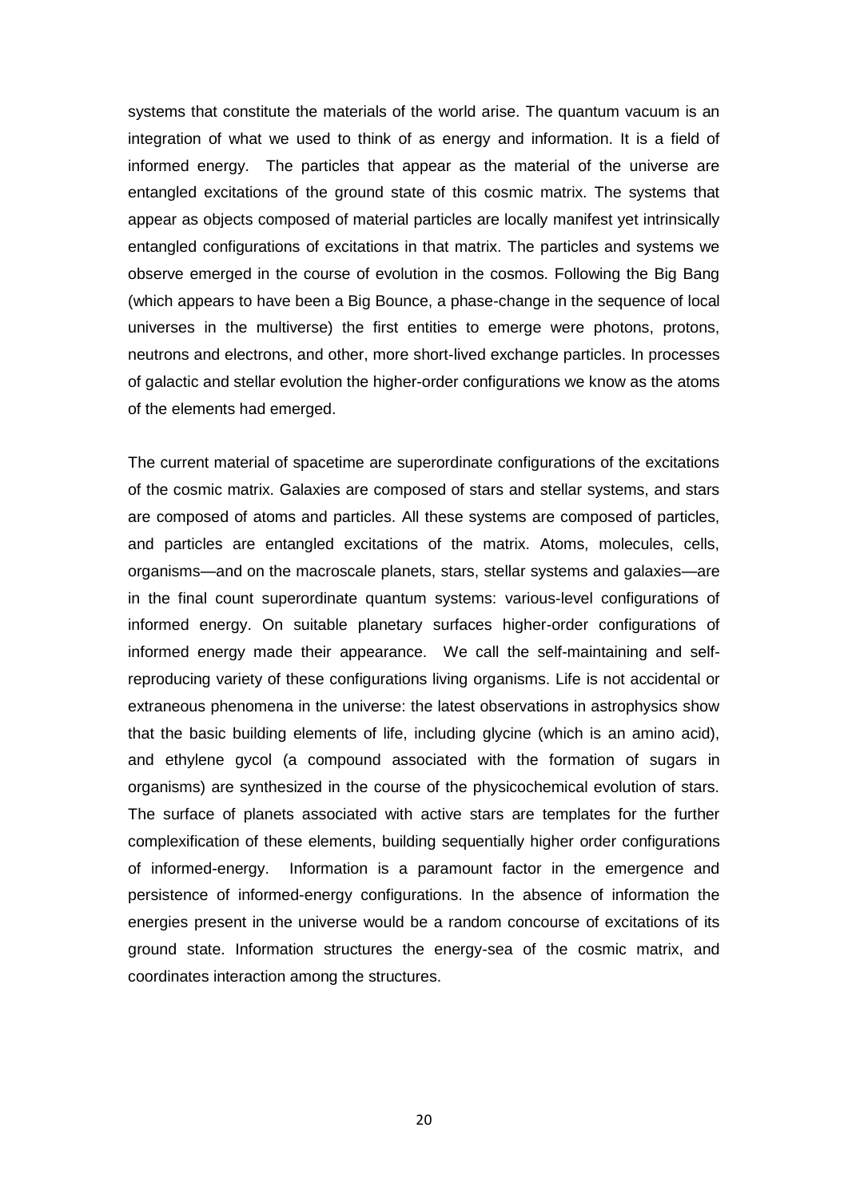systems that constitute the materials of the world arise. The quantum vacuum is an integration of what we used to think of as energy and information. It is a field of informed energy. The particles that appear as the material of the universe are entangled excitations of the ground state of this cosmic matrix. The systems that appear as objects composed of material particles are locally manifest yet intrinsically entangled configurations of excitations in that matrix. The particles and systems we observe emerged in the course of evolution in the cosmos. Following the Big Bang (which appears to have been a Big Bounce, a phase-change in the sequence of local universes in the multiverse) the first entities to emerge were photons, protons, neutrons and electrons, and other, more short-lived exchange particles. In processes of galactic and stellar evolution the higher-order configurations we know as the atoms of the elements had emerged.

The current material of spacetime are superordinate configurations of the excitations of the cosmic matrix. Galaxies are composed of stars and stellar systems, and stars are composed of atoms and particles. All these systems are composed of particles, and particles are entangled excitations of the matrix. Atoms, molecules, cells, organisms—and on the macroscale planets, stars, stellar systems and galaxies—are in the final count superordinate quantum systems: various-level configurations of informed energy. On suitable planetary surfaces higher-order configurations of informed energy made their appearance. We call the self-maintaining and self-reproducing variety of these configurations living organisms. Life is not accidental or extraneous phenomena in the universe: the latest observations in astrophysics show that the basic building elements of life, including glycine (which is an amino acid), and ethylene gycol (a compound associated with the formation of sugars in organisms) are synthesized in the course of the physicochemical evolution of stars. The surface of planets associated with active stars are templates for the further complexification of these elements, building sequentially higher order configurations of informed-energy. Information is a paramount factor in the emergence and persistence of informed-energy configurations. In the absence of information the energies present in the universe would be a random concourse of excitations of its ground state. Information structures the energy-sea of the cosmic matrix, and coordinates interaction among the structures.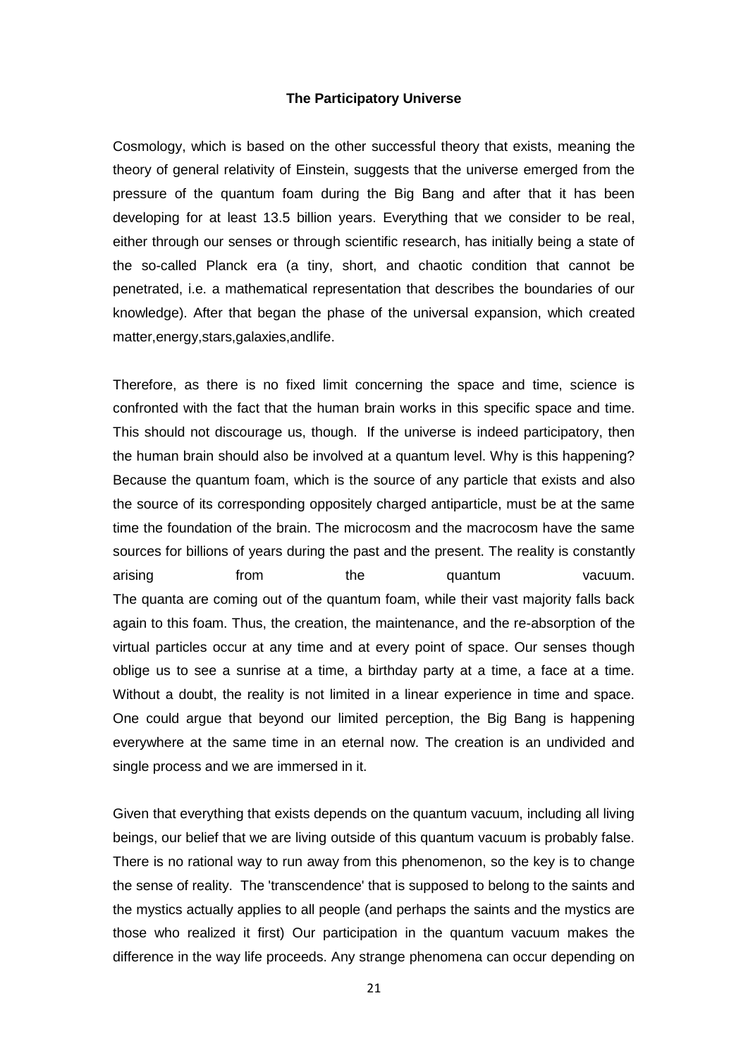**The Participatory Universe**

Cosmology, which is based on the other successful theory that exists, meaning the theory of general relativity of Einstein, suggests that the universe emerged from the pressure of the quantum foam during the Big Bang and after that it has been developing for at least 13.5 billion years. Everything that we consider to be real, either through our senses or through scientific research, has initially being a state of the so-called Planck era (a tiny, short, and chaotic condition that cannot be penetrated, i.e. a mathematical representation that describes the boundaries of our knowledge). After that began the phase of the universal expansion, which created matter,energy,stars,galaxies,andlife.

Therefore, as there is no fixed limit concerning the space and time, science is confronted with the fact that the human brain works in this specific space and time. This should not discourage us, though. If the universe is indeed participatory, then the human brain should also be involved at a quantum level. Why is this happening? Because the quantum foam, which is the source of any particle that exists and also the source of its corresponding oppositely charged antiparticle, must be at the same time the foundation of the brain. The microcosm and the macrocosm have the same sources for billions of years during the past and the present. The reality is constantly arising from the quantum vacuum.
The quanta are coming out of the quantum foam, while their vast majority falls back again to this foam. Thus, the creation, the maintenance, and the re-absorption of the virtual particles occur at any time and at every point of space. Our senses though oblige us to see a sunrise at a time, a birthday party at a time, a face at a time. Without a doubt, the reality is not limited in a linear experience in time and space. One could argue that beyond our limited perception, the Big Bang is happening everywhere at the same time in an eternal now. The creation is an undivided and single process and we are immersed in it.

Given that everything that exists depends on the quantum vacuum, including all living beings, our belief that we are living outside of this quantum vacuum is probably false. There is no rational way to run away from this phenomenon, so the key is to change the sense of reality. The 'transcendence' that is supposed to belong to the saints and the mystics actually applies to all people (and perhaps the saints and the mystics are those who realized it first) Our participation in the quantum vacuum makes the difference in the way life proceeds. Any strange phenomena can occur depending on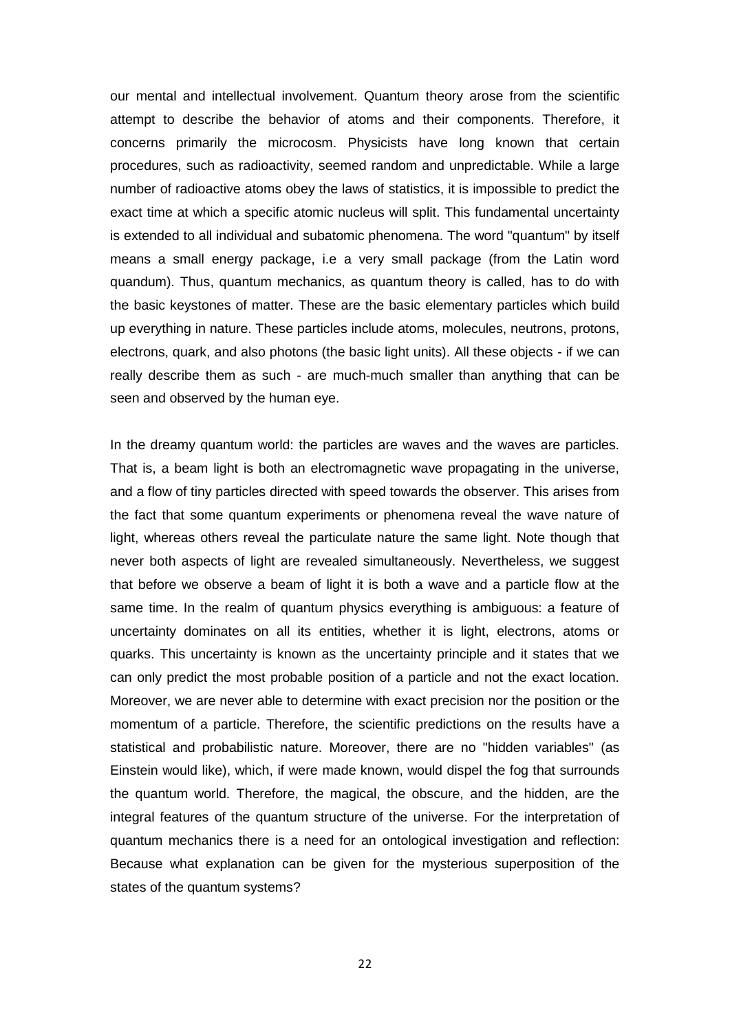our mental and intellectual involvement. Quantum theory arose from the scientific attempt to describe the behavior of atoms and their components. Therefore, it concerns primarily the microcosm. Physicists have long known that certain procedures, such as radioactivity, seemed random and unpredictable. While a large number of radioactive atoms obey the laws of statistics, it is impossible to predict the exact time at which a specific atomic nucleus will split. This fundamental uncertainty is extended to all individual and subatomic phenomena. The word "quantum" by itself means a small energy package, i.e a very small package (from the Latin word quandum). Thus, quantum mechanics, as quantum theory is called, has to do with the basic keystones of matter. These are the basic elementary particles which build up everything in nature. These particles include atoms, molecules, neutrons, protons, electrons, quark, and also photons (the basic light units). All these objects - if we can really describe them as such - are much-much smaller than anything that can be seen and observed by the human eye.

In the dreamy quantum world: the particles are waves and the waves are particles. That is, a beam light is both an electromagnetic wave propagating in the universe, and a flow of tiny particles directed with speed towards the observer. This arises from the fact that some quantum experiments or phenomena reveal the wave nature of light, whereas others reveal the particulate nature the same light. Note though that never both aspects of light are revealed simultaneously. Nevertheless, we suggest that before we observe a beam of light it is both a wave and a particle flow at the same time. In the realm of quantum physics everything is ambiguous: a feature of uncertainty dominates on all its entities, whether it is light, electrons, atoms or quarks. This uncertainty is known as the uncertainty principle and it states that we can only predict the most probable position of a particle and not the exact location. Moreover, we are never able to determine with exact precision nor the position or the momentum of a particle. Therefore, the scientific predictions on the results have a statistical and probabilistic nature. Moreover, there are no "hidden variables" (as Einstein would like), which, if were made known, would dispel the fog that surrounds the quantum world. Therefore, the magical, the obscure, and the hidden, are the integral features of the quantum structure of the universe. For the interpretation of quantum mechanics there is a need for an ontological investigation and reflection: Because what explanation can be given for the mysterious superposition of the states of the quantum systems?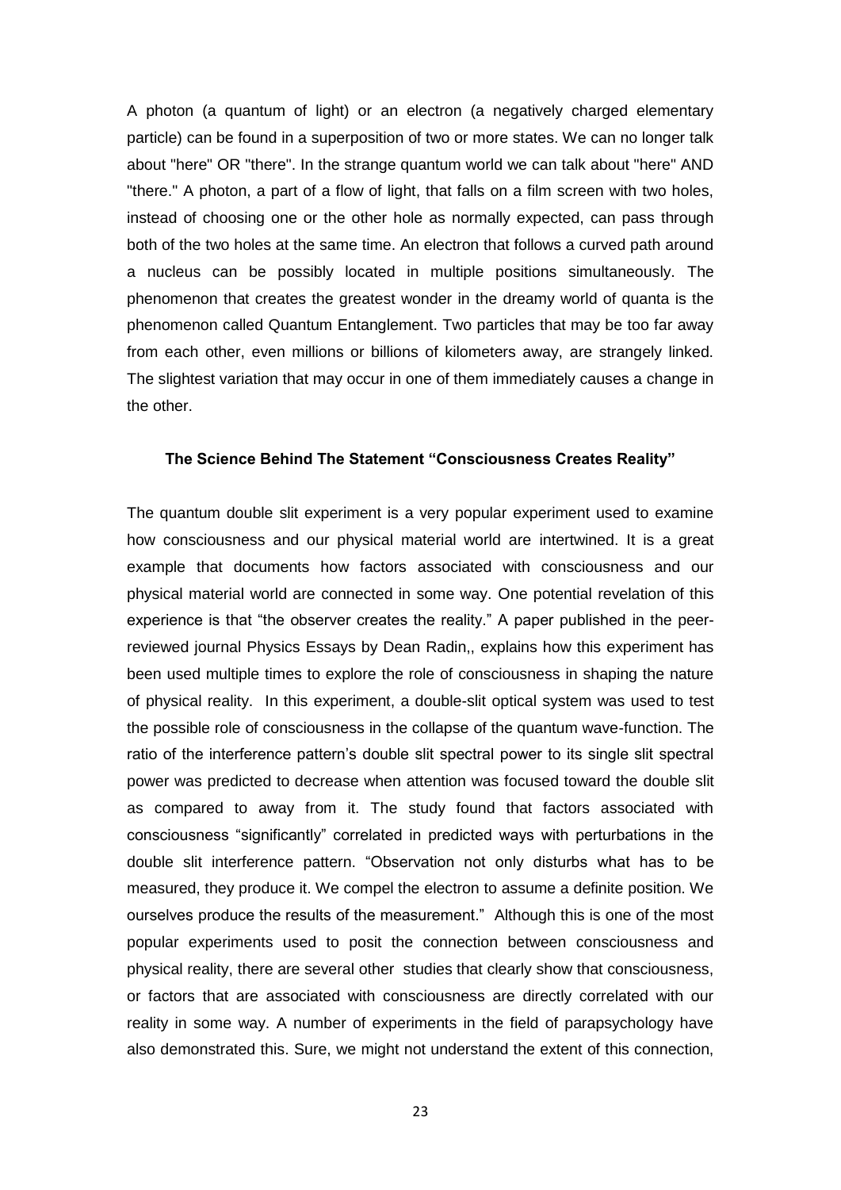A photon (a quantum of light) or an electron (a negatively charged elementary particle) can be found in a superposition of two or more states. We can no longer talk about "here" OR "there". In the strange quantum world we can talk about "here" AND "there." A photon, a part of a flow of light, that falls on a film screen with two holes, instead of choosing one or the other hole as normally expected, can pass through both of the two holes at the same time. An electron that follows a curved path around a nucleus can be possibly located in multiple positions simultaneously. The phenomenon that creates the greatest wonder in the dreamy world of quanta is the phenomenon called Quantum Entanglement. Two particles that may be too far away from each other, even millions or billions of kilometers away, are strangely linked. The slightest variation that may occur in one of them immediately causes a change in the other.

### The Science Behind The Statement "Consciousness Creates Reality"

The quantum double slit experiment is a very popular experiment used to examine how consciousness and our physical material world are intertwined. It is a great example that documents how factors associated with consciousness and our physical material world are connected in some way. One potential revelation of this experience is that "the observer creates the reality." A paper published in the peer-reviewed journal Physics Essays by Dean Radin,, explains how this experiment has been used multiple times to explore the role of consciousness in shaping the nature of physical reality. In this experiment, a double-slit optical system was used to test the possible role of consciousness in the collapse of the quantum wave-function. The ratio of the interference pattern's double slit spectral power to its single slit spectral power was predicted to decrease when attention was focused toward the double slit as compared to away from it. The study found that factors associated with consciousness "significantly" correlated in predicted ways with perturbations in the double slit interference pattern. "Observation not only disturbs what has to be measured, they produce it. We compel the electron to assume a definite position. We ourselves produce the results of the measurement." Although this is one of the most popular experiments used to posit the connection between consciousness and physical reality, there are several other studies that clearly show that consciousness, or factors that are associated with consciousness are directly correlated with our reality in some way. A number of experiments in the field of parapsychology have also demonstrated this. Sure, we might not understand the extent of this connection,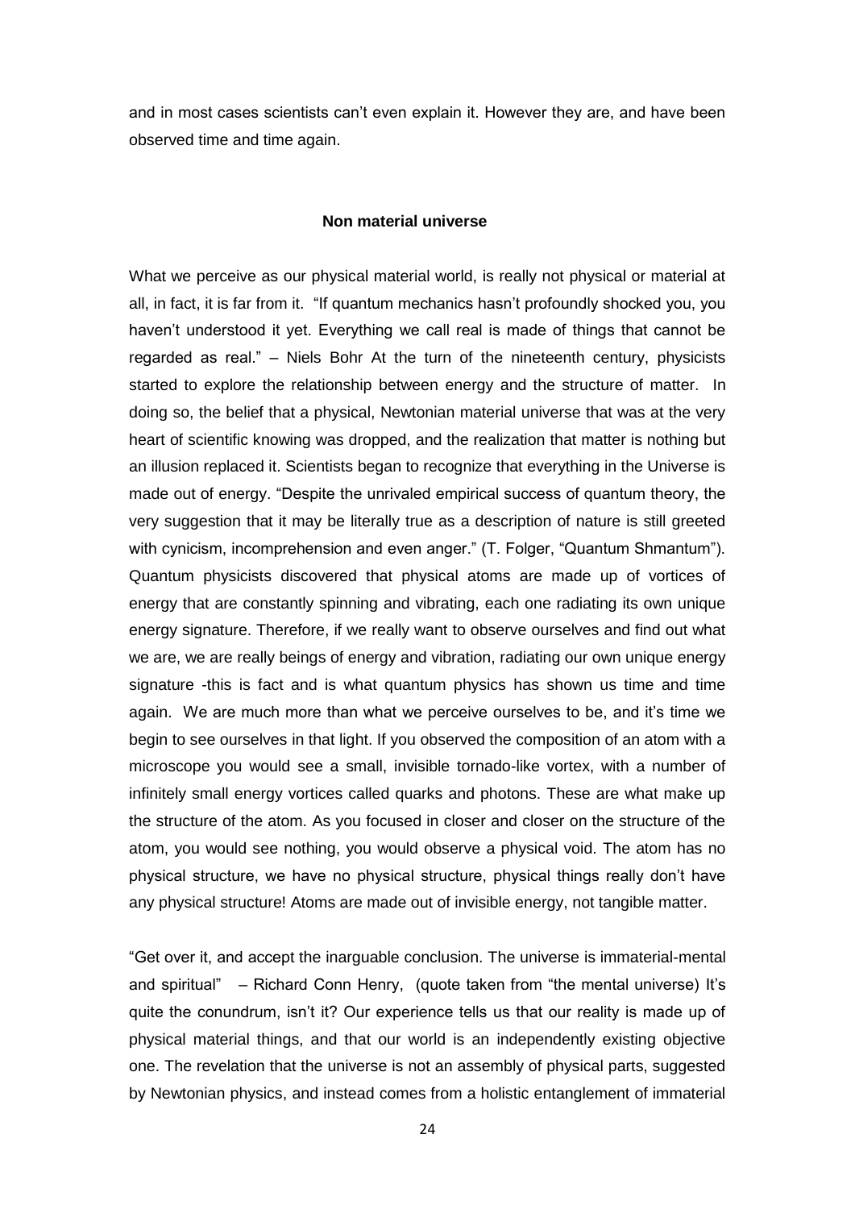and in most cases scientists can't even explain it. However they are, and have been observed time and time again.

**Non material universe**

What we perceive as our physical material world, is really not physical or material at all, in fact, it is far from it. "If quantum mechanics hasn't profoundly shocked you, you haven't understood it yet. Everything we call real is made of things that cannot be regarded as real." – Niels Bohr At the turn of the nineteenth century, physicists started to explore the relationship between energy and the structure of matter. In doing so, the belief that a physical, Newtonian material universe that was at the very heart of scientific knowing was dropped, and the realization that matter is nothing but an illusion replaced it. Scientists began to recognize that everything in the Universe is made out of energy. "Despite the unrivaled empirical success of quantum theory, the very suggestion that it may be literally true as a description of nature is still greeted with cynicism, incomprehension and even anger." (T. Folger, "Quantum Shmantum"). Quantum physicists discovered that physical atoms are made up of vortices of energy that are constantly spinning and vibrating, each one radiating its own unique energy signature. Therefore, if we really want to observe ourselves and find out what we are, we are really beings of energy and vibration, radiating our own unique energy signature -this is fact and is what quantum physics has shown us time and time again. We are much more than what we perceive ourselves to be, and it's time we begin to see ourselves in that light. If you observed the composition of an atom with a microscope you would see a small, invisible tornado-like vortex, with a number of infinitely small energy vortices called quarks and photons. These are what make up the structure of the atom. As you focused in closer and closer on the structure of the atom, you would see nothing, you would observe a physical void. The atom has no physical structure, we have no physical structure, physical things really don't have any physical structure! Atoms are made out of invisible energy, not tangible matter.

"Get over it, and accept the inarguable conclusion. The universe is immaterial-mental and spiritual" – Richard Conn Henry, (quote taken from "the mental universe) It's quite the conundrum, isn't it? Our experience tells us that our reality is made up of physical material things, and that our world is an independently existing objective one. The revelation that the universe is not an assembly of physical parts, suggested by Newtonian physics, and instead comes from a holistic entanglement of immaterial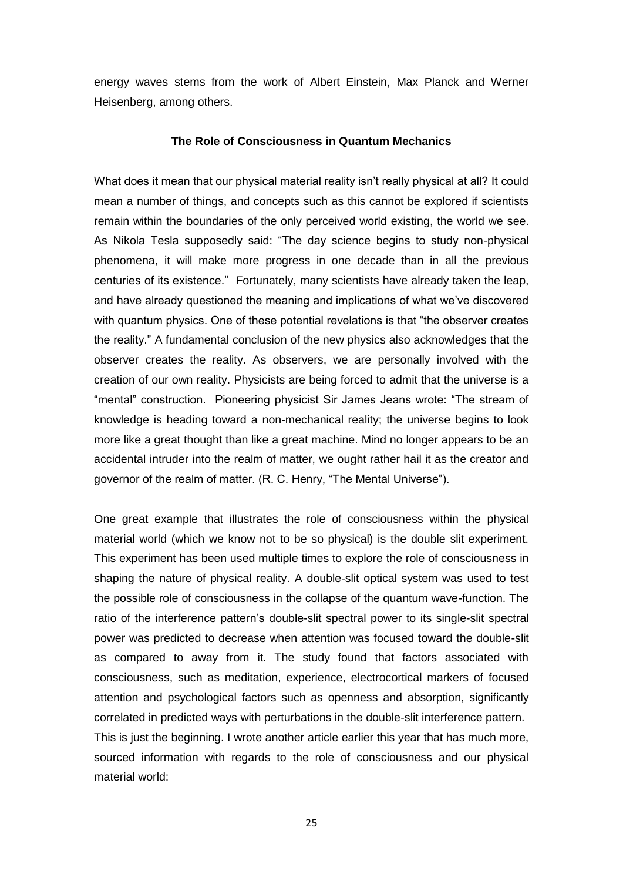energy waves stems from the work of Albert Einstein, Max Planck and Werner Heisenberg, among others.

### The Role of Consciousness in Quantum Mechanics

What does it mean that our physical material reality isn't really physical at all? It could mean a number of things, and concepts such as this cannot be explored if scientists remain within the boundaries of the only perceived world existing, the world we see. As Nikola Tesla supposedly said: "The day science begins to study non-physical phenomena, it will make more progress in one decade than in all the previous centuries of its existence." Fortunately, many scientists have already taken the leap, and have already questioned the meaning and implications of what we've discovered with quantum physics. One of these potential revelations is that "the observer creates the reality." A fundamental conclusion of the new physics also acknowledges that the observer creates the reality. As observers, we are personally involved with the creation of our own reality. Physicists are being forced to admit that the universe is a "mental" construction. Pioneering physicist Sir James Jeans wrote: "The stream of knowledge is heading toward a non-mechanical reality; the universe begins to look more like a great thought than like a great machine. Mind no longer appears to be an accidental intruder into the realm of matter, we ought rather hail it as the creator and governor of the realm of matter. (R. C. Henry, "The Mental Universe").

One great example that illustrates the role of consciousness within the physical material world (which we know not to be so physical) is the double slit experiment. This experiment has been used multiple times to explore the role of consciousness in shaping the nature of physical reality. A double-slit optical system was used to test the possible role of consciousness in the collapse of the quantum wave-function. The ratio of the interference pattern's double-slit spectral power to its single-slit spectral power was predicted to decrease when attention was focused toward the double-slit as compared to away from it. The study found that factors associated with consciousness, such as meditation, experience, electrocortical markers of focused attention and psychological factors such as openness and absorption, significantly correlated in predicted ways with perturbations in the double-slit interference pattern.
This is just the beginning. I wrote another article earlier this year that has much more, sourced information with regards to the role of consciousness and our physical material world: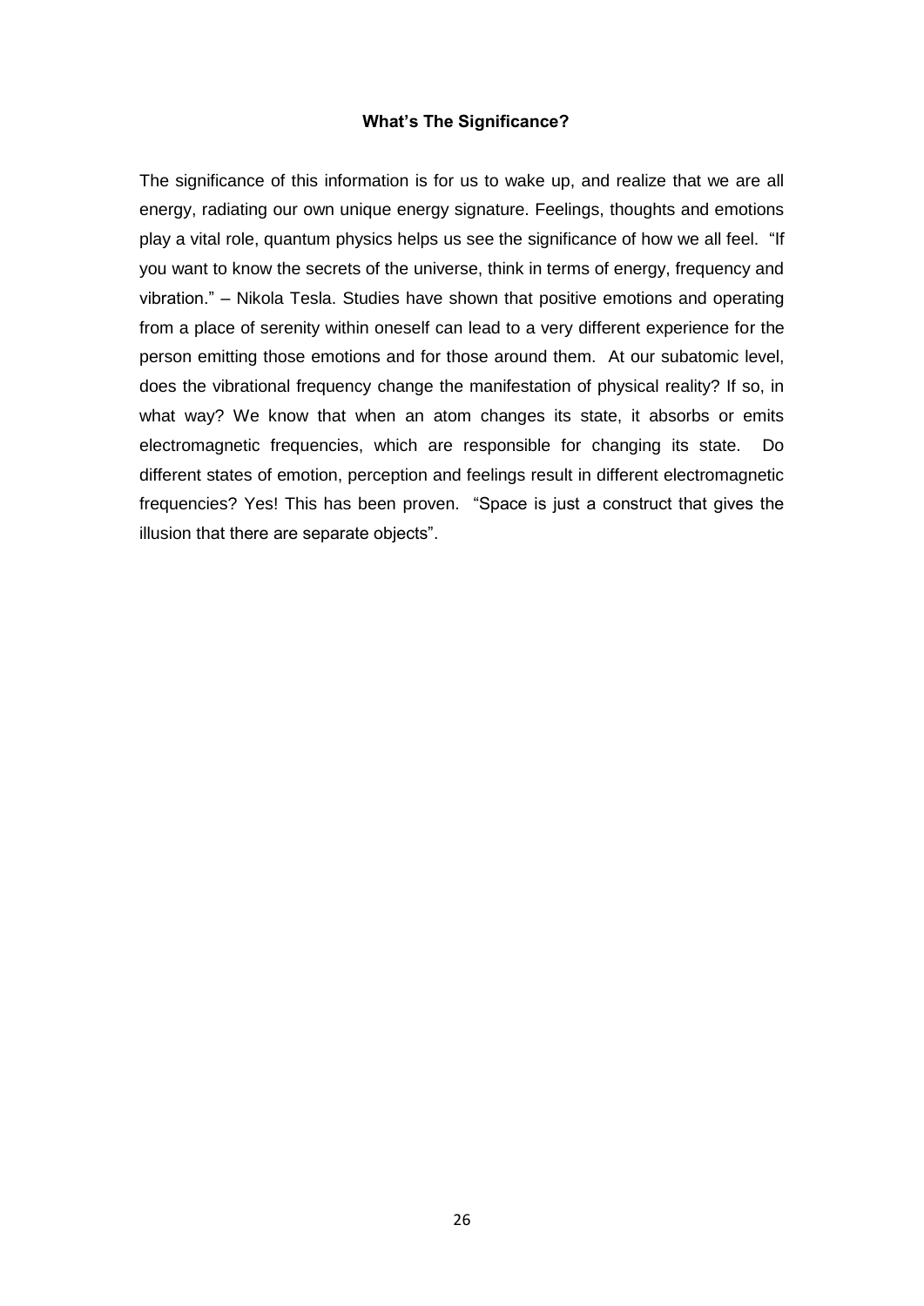**What's The Significance?**

The significance of this information is for us to wake up, and realize that we are all energy, radiating our own unique energy signature. Feelings, thoughts and emotions play a vital role, quantum physics helps us see the significance of how we all feel. "If you want to know the secrets of the universe, think in terms of energy, frequency and vibration." – Nikola Tesla. Studies have shown that positive emotions and operating from a place of serenity within oneself can lead to a very different experience for the person emitting those emotions and for those around them. At our subatomic level, does the vibrational frequency change the manifestation of physical reality? If so, in what way? We know that when an atom changes its state, it absorbs or emits electromagnetic frequencies, which are responsible for changing its state. Do different states of emotion, perception and feelings result in different electromagnetic frequencies? Yes! This has been proven. "Space is just a construct that gives the illusion that there are separate objects".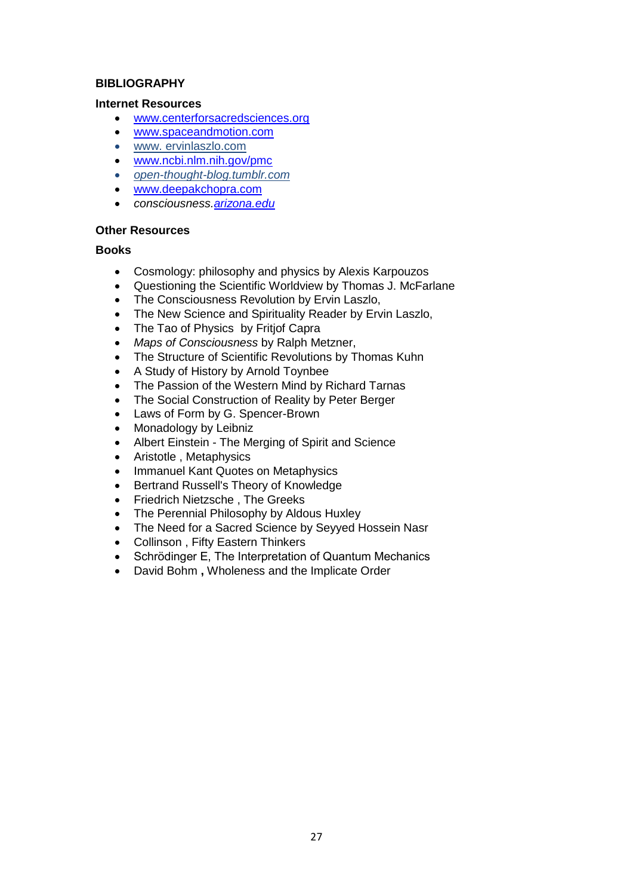## BIBLIOGRAPHY

### Internet Resources

- www.centerforsacredsciences.org
- www.spaceandmotion.com
- www. ervinlaszlo.com
- www.ncbi.nlm.nih.gov/pmc
- *open-thought-blog.tumblr.com*
- www.deepakchopra.com
- *consciousness.arizona.edu*

### Other Resources

### Books

- Cosmology: philosophy and physics by Alexis Karpouzos
- Questioning the Scientific Worldview by Thomas J. McFarlane
- The Consciousness Revolution by Ervin Laszlo,
- The New Science and Spirituality Reader by Ervin Laszlo,
- The Tao of Physics by Fritjof Capra
- *Maps of Consciousness* by Ralph Metzner,
- The Structure of Scientific Revolutions by Thomas Kuhn
- A Study of History by Arnold Toynbee
- The Passion of the Western Mind by Richard Tarnas
- The Social Construction of Reality by Peter Berger
- Laws of Form by G. Spencer-Brown
- Monadology by Leibniz
- Albert Einstein - The Merging of Spirit and Science
- Aristotle , Metaphysics
- Immanuel Kant Quotes on Metaphysics
- Bertrand Russell's Theory of Knowledge
- Friedrich Nietzsche , The Greeks
- The Perennial Philosophy by Aldous Huxley
- The Need for a Sacred Science by Seyyed Hossein Nasr
- Collinson , Fifty Eastern Thinkers
- Schrödinger E, The Interpretation of Quantum Mechanics
- David Bohm **,** Wholeness and the Implicate Order